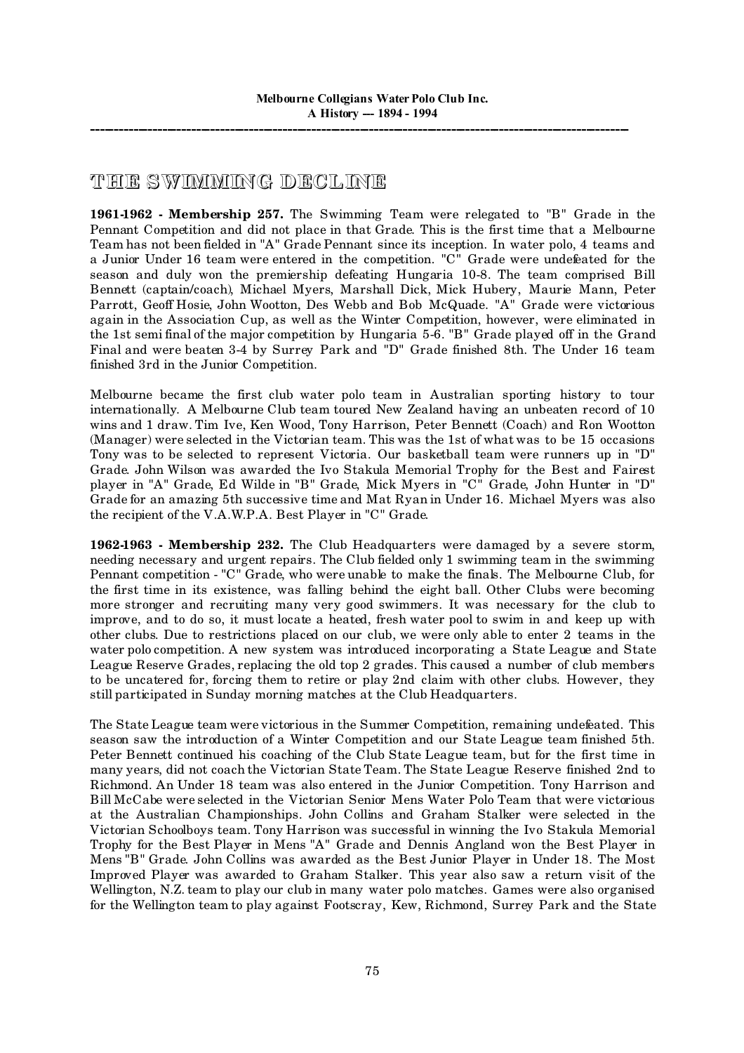# THE SWIMMING DECLINE

**1961-1962 - Membership 257.** The Swimming Team were relegated to "B" Grade in the Pennant Competition and did not place in that Grade. This is the first time that a Melbourne Team has not been fielded in "A" Grade Pennant since its inception. In water polo, 4 teams and a Junior Under 16 team were entered in the competition. "C" Grade were undefeated for the season and duly won the premiership defeating Hungaria 10-8. The team comprised Bill Bennett (captain/coach), Michael Myers, Marshall Dick, Mick Hubery, Maurie Mann, Peter Parrott, Geoff Hosie, John Wootton, Des Webb and Bob McQuade. "A" Grade were victorious again in the Association Cup, as well as the Winter Competition, however, were eliminated in the 1st semi final of the major competition by Hungaria 5-6. "B" Grade played off in the Grand Final and were beaten 3-4 by Surrey Park and "D" Grade finished 8th. The Under 16 team finished 3rd in the Junior Competition.

Melbourne became the first club water polo team in Australian sporting history to tour internationally. A Melbourne Club team toured New Zealand having an unbeaten record of 10 wins and 1 draw. Tim Ive, Ken Wood, Tony Harrison, Peter Bennett (Coach) and Ron Wootton (Manager) were selected in the Victorian team. This was the 1st of what was to be 15 occasions Tony was to be selected to represent Victoria. Our basketball team were runners up in "D" Grade. John Wilson was awarded the Ivo Stakula Memorial Trophy for the Best and Fairest player in "A" Grade, Ed Wilde in "B" Grade, Mick Myers in "C" Grade, John Hunter in "D" Grade for an amazing 5th successive time and Mat Ryan in Under 16. Michael Myers was also the recipient of the V.A.W.P.A. Best Player in "C" Grade.

**1962-1963 - Membership 232.** The Club Headquarters were damaged by a severe storm, needing necessary and urgent repairs. The Club fielded only 1 swimming team in the swimming Pennant competition - "C" Grade, who were unable to make the finals. The Melbourne Club, for the first time in its existence, was falling behind the eight ball. Other Clubs were becoming more stronger and recruiting many very good swimmers. It was necessary for the club to improve, and to do so, it must locate a heated, fresh water pool to swim in and keep up with other clubs. Due to restrictions placed on our club, we were only able to enter 2 teams in the water polo competition. A new system was introduced incorporating a State League and State League Reserve Grades, replacing the old top 2 grades. This caused a number of club members to be uncatered for, forcing them to retire or play 2nd claim with other clubs. However, they still participated in Sunday morning matches at the Club Headquarters.

The State League team were victorious in the Summer Competition, remaining undefeated. This season saw the introduction of a Winter Competition and our State League team finished 5th. Peter Bennett continued his coaching of the Club State League team, but for the first time in many years, did not coach the Victorian State Team. The State League Reserve finished 2nd to Richmond. An Under 18 team was also entered in the Junior Competition. Tony Harrison and Bill McCabe were selected in the Victorian Senior Mens Water Polo Team that were victorious at the Australian Championships. John Collins and Graham Stalker were selected in the Victorian Schoolboys team. Tony Harrison was successful in winning the Ivo Stakula Memorial Trophy for the Best Player in Mens "A" Grade and Dennis Angland won the Best Player in Mens "B" Grade. John Collins was awarded as the Best Junior Player in Under 18. The Most Improved Player was awarded to Graham Stalker. This year also saw a return visit of the Wellington, N.Z. team to play our club in many water polo matches. Games were also organised for the Wellington team to play against Footscray, Kew, Richmond, Surrey Park and the State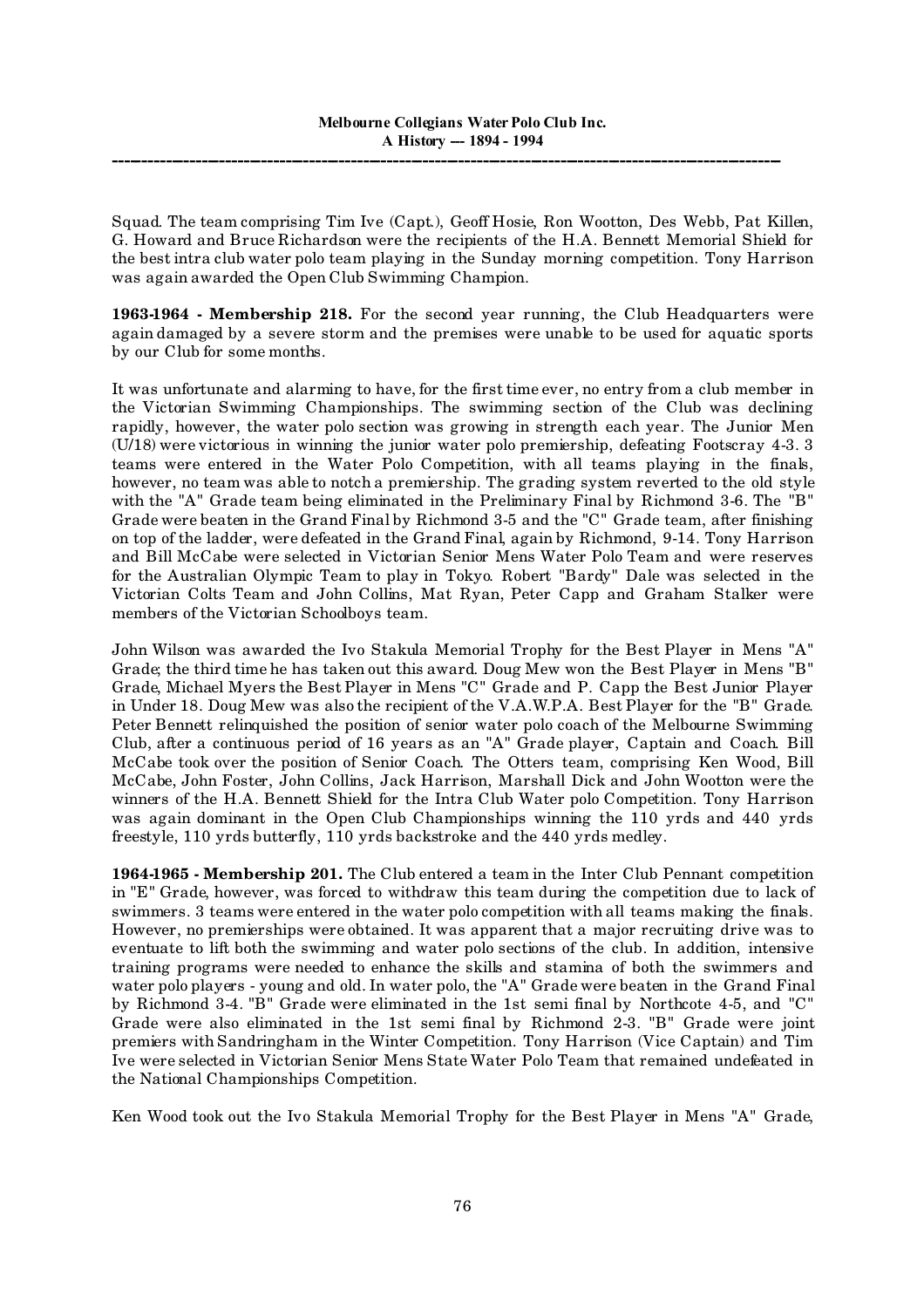Squad. The team comprising Tim Ive (Capt.), Geoff Hosie, Ron Wootton, Des Webb, Pat Killen, G. Howard and Bruce Richardson were the recipients of the H.A. Bennett Memorial Shield for the best intra club water polo team playing in the Sunday morning competition. Tony Harrison was again awarded the Open Club Swimming Champion.

**1963-1964 - Membership 218.** For the second year running, the Club Headquarters were again damaged by a severe storm and the premises were unable to be used for aquatic sports by our Club for some months.

It was unfortunate and alarming to have, for the first time ever, no entry from a club member in the Victorian Swimming Championships. The swimming section of the Club was declining rapidly, however, the water polo section was growing in strength each year. The Junior Men (U/18) were victorious in winning the junior water polo premiership, defeating Footscray 4-3. 3 teams were entered in the Water Polo Competition, with all teams playing in the finals, however, no team was able to notch a premiership. The grading system reverted to the old style with the "A" Grade team being eliminated in the Preliminary Final by Richmond 3-6. The "B" Grade were beaten in the Grand Final by Richmond 3-5 and the "C" Grade team, after finishing on top of the ladder, were defeated in the Grand Final, again by Richmond, 9-14. Tony Harrison and Bill McCabe were selected in Victorian Senior Mens Water Polo Team and were reserves for the Australian Olympic Team to play in Tokyo. Robert "Bardy" Dale was selected in the Victorian Colts Team and John Collins, Mat Ryan, Peter Capp and Graham Stalker were members of the Victorian Schoolboys team.

John Wilson was awarded the Ivo Stakula Memorial Trophy for the Best Player in Mens "A" Grade; the third time he has taken out this award. Doug Mew won the Best Player in Mens "B" Grade, Michael Myers the Best Player in Mens "C" Grade and P. Capp the Best Junior Player in Under 18. Doug Mew was also the recipient of the V.A.W.P.A. Best Player for the "B" Grade. Peter Bennett relinquished the position of senior water polo coach of the Melbourne Swimming Club, after a continuous period of 16 years as an "A" Grade player, Captain and Coach. Bill McCabe took over the position of Senior Coach. The Otters team, comprising Ken Wood, Bill McCabe, John Foster, John Collins, Jack Harrison, Marshall Dick and John Wootton were the winners of the H.A. Bennett Shield for the Intra Club Water polo Competition. Tony Harrison was again dominant in the Open Club Championships winning the 110 yrds and 440 yrds freestyle, 110 yrds butterfly, 110 yrds backstroke and the 440 yrds medley.

**1964-1965 - Membership 201.** The Club entered a team in the Inter Club Pennant competition in "E" Grade, however, was forced to withdraw this team during the competition due to lack of swimmers. 3 teams were entered in the water polo competition with all teams making the finals. However, no premierships were obtained. It was apparent that a major recruiting drive was to eventuate to lift both the swimming and water polo sections of the club. In addition, intensive training programs were needed to enhance the skills and stamina of both the swimmers and water polo players - young and old. In water polo, the "A" Grade were beaten in the Grand Final by Richmond 3-4. "B" Grade were eliminated in the 1st semi final by Northcote 4-5, and "C" Grade were also eliminated in the 1st semi final by Richmond 2-3. "B" Grade were joint premiers with Sandringham in the Winter Competition. Tony Harrison (Vice Captain) and Tim Ive were selected in Victorian Senior Mens State Water Polo Team that remained undefeated in the National Championships Competition.

Ken Wood took out the Ivo Stakula Memorial Trophy for the Best Player in Mens "A" Grade,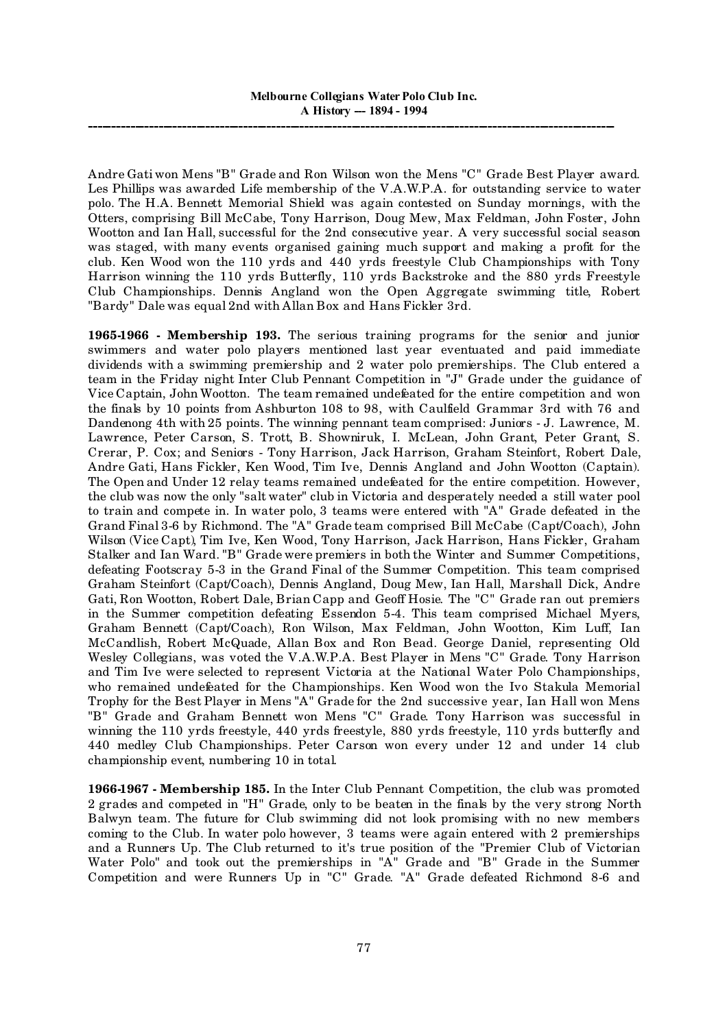Andre Gati won Mens "B" Grade and Ron Wilson won the Mens "C" Grade Best Player award. Les Phillips was awarded Life membership of the V.A.W.P.A. for outstanding service to water polo. The H.A. Bennett Memorial Shield was again contested on Sunday mornings, with the Otters, comprising Bill McCabe, Tony Harrison, Doug Mew, Max Feldman, John Foster, John Wootton and Ian Hall, successful for the 2nd consecutive year. A very successful social season was staged, with many events organised gaining much support and making a profit for the club. Ken Wood won the 110 yrds and 440 yrds freestyle Club Championships with Tony Harrison winning the 110 yrds Butterfly, 110 yrds Backstroke and the 880 yrds Freestyle Club Championships. Dennis Angland won the Open Aggregate swimming title, Robert "Bardy" Dale was equal 2nd with Allan Box and Hans Fickler 3rd.

**1965-1966 - Membership 193.** The serious training programs for the senior and junior swimmers and water polo players mentioned last year eventuated and paid immediate dividends with a swimming premiership and 2 water polo premierships. The Club entered a team in the Friday night Inter Club Pennant Competition in "J" Grade under the guidance of Vice Captain, John Wootton. The team remained undefeated for the entire competition and won the finals by 10 points from Ashburton 108 to 98, with Caulfield Grammar 3rd with 76 and Dandenong 4th with 25 points. The winning pennant team comprised: Juniors - J. Lawrence, M. Lawrence, Peter Carson, S. Trott, B. Showniruk, I. McLean, John Grant, Peter Grant, S. Crerar, P. Cox; and Seniors - Tony Harrison, Jack Harrison, Graham Steinfort, Robert Dale, Andre Gati, Hans Fickler, Ken Wood, Tim Ive, Dennis Angland and John Wootton (Captain). The Open and Under 12 relay teams remained undefeated for the entire competition. However, the club was now the only "salt water" club in Victoria and desperately needed a still water pool to train and compete in. In water polo, 3 teams were entered with "A" Grade defeated in the Grand Final 3-6 by Richmond. The "A" Grade team comprised Bill McCabe (Capt/Coach), John Wilson (Vice Capt), Tim Ive, Ken Wood, Tony Harrison, Jack Harrison, Hans Fickler, Graham Stalker and Ian Ward. "B" Grade were premiers in both the Winter and Summer Competitions, defeating Footscray 5-3 in the Grand Final of the Summer Competition. This team comprised Graham Steinfort (Capt/Coach), Dennis Angland, Doug Mew, Ian Hall, Marshall Dick, Andre Gati, Ron Wootton, Robert Dale, Brian Capp and Geoff Hosie. The "C" Grade ran out premiers in the Summer competition defeating Essendon 5-4. This team comprised Michael Myers, Graham Bennett (Capt/Coach), Ron Wilson, Max Feldman, John Wootton, Kim Luff, Ian McCandlish, Robert McQuade, Allan Box and Ron Bead. George Daniel, representing Old Wesley Collegians, was voted the V.A.W.P.A. Best Player in Mens "C" Grade. Tony Harrison and Tim Ive were selected to represent Victoria at the National Water Polo Championships, who remained undefeated for the Championships. Ken Wood won the Ivo Stakula Memorial Trophy for the Best Player in Mens "A" Grade for the 2nd successive year, Ian Hall won Mens "B" Grade and Graham Bennett won Mens "C" Grade. Tony Harrison was successful in winning the 110 yrds freestyle, 440 yrds freestyle, 880 yrds freestyle, 110 yrds butterfly and 440 medley Club Championships. Peter Carson won every under 12 and under 14 club championship event, numbering 10 in total.

**1966-1967 - Membership 185.** In the Inter Club Pennant Competition, the club was promoted 2 grades and competed in "H" Grade, only to be beaten in the finals by the very strong North Balwyn team. The future for Club swimming did not look promising with no new members coming to the Club. In water polo however, 3 teams were again entered with 2 premierships and a Runners Up. The Club returned to it's true position of the "Premier Club of Victorian Water Polo" and took out the premierships in "A" Grade and "B" Grade in the Summer Competition and were Runners Up in "C" Grade. "A" Grade defeated Richmond 8-6 and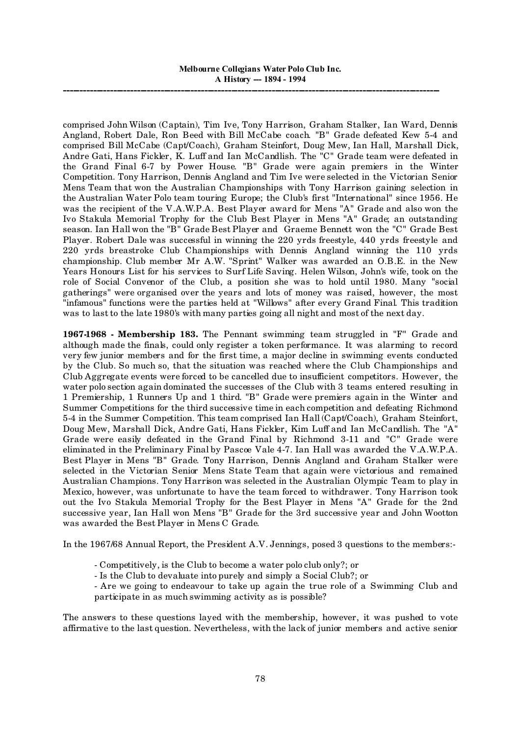comprised John Wilson (Captain), Tim Ive, Tony Harrison, Graham Stalker, Ian Ward, Dennis Angland, Robert Dale, Ron Beed with Bill McCabe coach. "B" Grade defeated Kew 5-4 and comprised Bill McCabe (Capt/Coach), Graham Steinfort, Doug Mew, Ian Hall, Marshall Dick, Andre Gati, Hans Fickler, K. Luff and Ian McCandlish. The "C" Grade team were defeated in the Grand Final 6-7 by Power House. "B" Grade were again premiers in the Winter Competition. Tony Harrison, Dennis Angland and Tim Ive were selected in the Victorian Senior Mens Team that won the Australian Championships with Tony Harrison gaining selection in the Australian Water Polo team touring Europe; the Club's first "International" since 1956. He was the recipient of the V.A.W.P.A. Best Player award for Mens "A" Grade and also won the Ivo Stakula Memorial Trophy for the Club Best Player in Mens "A" Grade; an outstanding season. Ian Hall won the "B" Grade Best Player and Graeme Bennett won the "C" Grade Best Player. Robert Dale was successful in winning the 220 yrds freestyle, 440 yrds freestyle and 220 yrds breastroke Club Championships with Dennis Angland winning the 110 yrds championship. Club member Mr A.W. "Sprint" Walker was awarded an O.B.E. in the New Years Honours List for his services to Surf Life Saving. Helen Wilson, John's wife, took on the role of Social Convenor of the Club, a position she was to hold until 1980. Many "social gatherings" were organised over the years and lots of money was raised, however, the most "infamous" functions were the parties held at "Willows" after every Grand Final. This tradition was to last to the late 1980's with many parties going all night and most of the next day.

**1967-1968 - Membership 183.** The Pennant swimming team struggled in "F" Grade and although made the finals, could only register a token performance. It was alarming to record very few junior members and for the first time, a major decline in swimming events conducted by the Club. So much so, that the situation was reached where the Club Championships and Club Aggregate events were forced to be cancelled due to insufficient competitors. However, the water polo section again dominated the successes of the Club with 3 teams entered resulting in 1 Premiership, 1 Runners Up and 1 third. "B" Grade were premiers again in the Winter and Summer Competitions for the third successive time in each competition and defeating Richmond 5-4 in the Summer Competition. This team comprised Ian Hall (Capt/Coach), Graham Steinfort, Doug Mew, Marshall Dick, Andre Gati, Hans Fickler, Kim Luff and Ian McCandlish. The "A" Grade were easily defeated in the Grand Final by Richmond 3-11 and "C" Grade were eliminated in the Preliminary Final by Pascoe Vale 4-7. Ian Hall was awarded the V.A.W.P.A. Best Player in Mens "B" Grade. Tony Harrison, Dennis Angland and Graham Stalker were selected in the Victorian Senior Mens State Team that again were victorious and remained Australian Champions. Tony Harrison was selected in the Australian Olympic Team to play in Mexico, however, was unfortunate to have the team forced to withdrawer. Tony Harrison took out the Ivo Stakula Memorial Trophy for the Best Player in Mens "A" Grade for the 2nd successive year, Ian Hall won Mens "B" Grade for the 3rd successive year and John Wootton was awarded the Best Player in Mens C Grade.

In the 1967/68 Annual Report, the President A.V. Jennings, posed 3 questions to the members:-

- Competitively, is the Club to become a water polo club only?; or
- Is the Club to devaluate into purely and simply a Social Club?; or
- Are we going to endeavour to take up again the true role of a Swimming Club and participate in as much swimming activity as is possible?

The answers to these questions layed with the membership, however, it was pushed to vote affirmative to the last question. Nevertheless, with the lack of junior members and active senior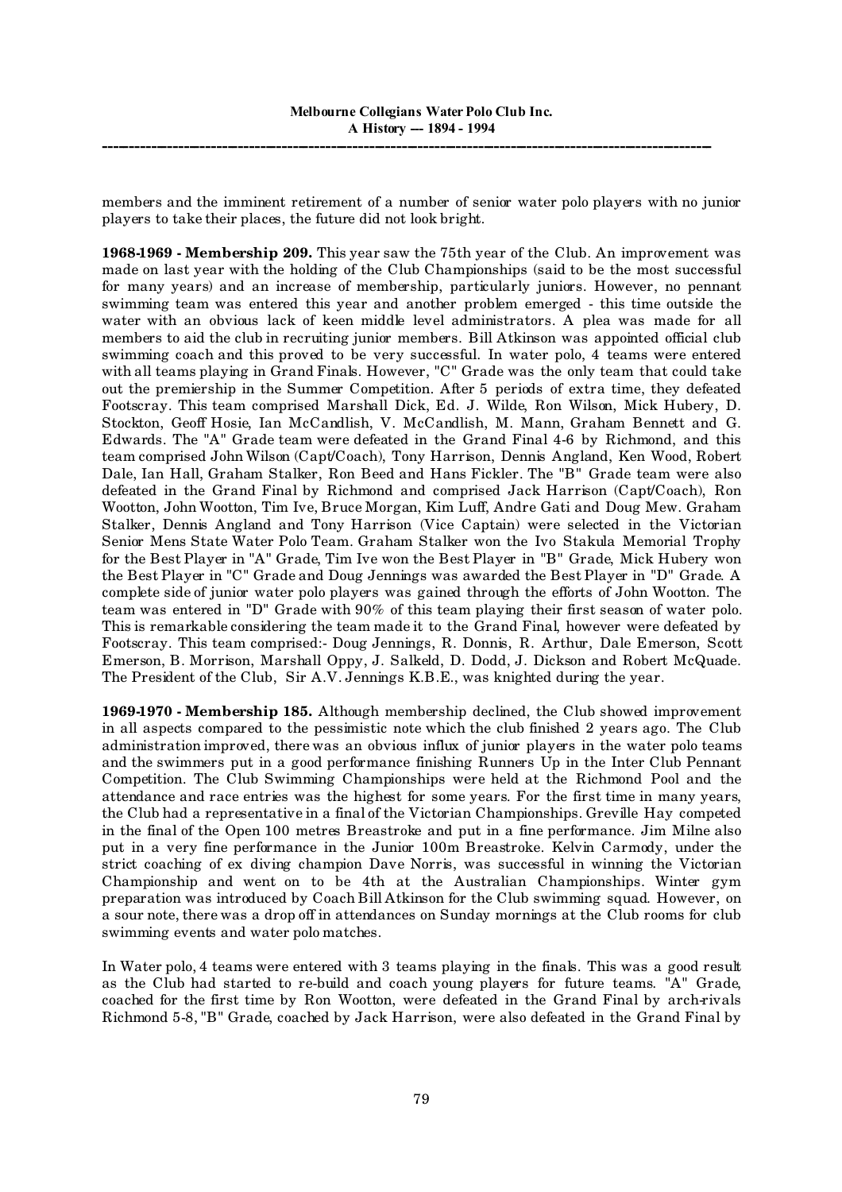members and the imminent retirement of a number of senior water polo players with no junior players to take their places, the future did not look bright.

**1968-1969 - Membership 209.** This year saw the 75th year of the Club. An improvement was made on last year with the holding of the Club Championships (said to be the most successful for many years) and an increase of membership, particularly juniors. However, no pennant swimming team was entered this year and another problem emerged - this time outside the water with an obvious lack of keen middle level administrators. A plea was made for all members to aid the club in recruiting junior members. Bill Atkinson was appointed official club swimming coach and this proved to be very successful. In water polo, 4 teams were entered with all teams playing in Grand Finals. However, "C" Grade was the only team that could take out the premiership in the Summer Competition. After 5 periods of extra time, they defeated Footscray. This team comprised Marshall Dick, Ed. J. Wilde, Ron Wilson, Mick Hubery, D. Stockton, Geoff Hosie, Ian McCandlish, V. McCandlish, M. Mann, Graham Bennett and G. Edwards. The "A" Grade team were defeated in the Grand Final 4-6 by Richmond, and this team comprised John Wilson (Capt/Coach), Tony Harrison, Dennis Angland, Ken Wood, Robert Dale, Ian Hall, Graham Stalker, Ron Beed and Hans Fickler. The "B" Grade team were also defeated in the Grand Final by Richmond and comprised Jack Harrison (Capt/Coach), Ron Wootton, John Wootton, Tim Ive, Bruce Morgan, Kim Luff, Andre Gati and Doug Mew. Graham Stalker, Dennis Angland and Tony Harrison (Vice Captain) were selected in the Victorian Senior Mens State Water Polo Team. Graham Stalker won the Ivo Stakula Memorial Trophy for the Best Player in "A" Grade, Tim Ive won the Best Player in "B" Grade, Mick Hubery won the Best Player in "C" Grade and Doug Jennings was awarded the Best Player in "D" Grade. A complete side of junior water polo players was gained through the efforts of John Wootton. The team was entered in "D" Grade with 90% of this team playing their first season of water polo. This is remarkable considering the team made it to the Grand Final, however were defeated by Footscray. This team comprised:- Doug Jennings, R. Donnis, R. Arthur, Dale Emerson, Scott Emerson, B. Morrison, Marshall Oppy, J. Salkeld, D. Dodd, J. Dickson and Robert McQuade. The President of the Club, Sir A.V. Jennings K.B.E., was knighted during the year.

**1969-1970 - Membership 185.** Although membership declined, the Club showed improvement in all aspects compared to the pessimistic note which the club finished 2 years ago. The Club administration improved, there was an obvious influx of junior players in the water polo teams and the swimmers put in a good performance finishing Runners Up in the Inter Club Pennant Competition. The Club Swimming Championships were held at the Richmond Pool and the attendance and race entries was the highest for some years. For the first time in many years, the Club had a representative in a final of the Victorian Championships. Greville Hay competed in the final of the Open 100 metres Breaststroke and put in a fine performance. Jim Milne also put in a very fine performance in the Junior 100m Breaststroke. Kelvin Carmody, under the strict coaching of ex diving champion Dave Norris, was successful in winning the Victorian Championship and went on to be 4th at the Australian Championships. Winter gym preparation was introduced by Coach Bill Atkinson for the Club swimming squad. However, on a sour note, there was a drop off in attendances on Sunday mornings at the Club rooms for club swimming events and water polo matches.

In Water polo, 4 teams were entered with 3 teams playing in the finals. This was a good result as the Club had started to re-build and coach young players for future teams. "A" Grade, coached for the first time by Ron Wootton, were defeated in the Grand Final by arch-rivals Richmond 5-8, "B" Grade, coached by Jack Harrison, were also defeated in the Grand Final by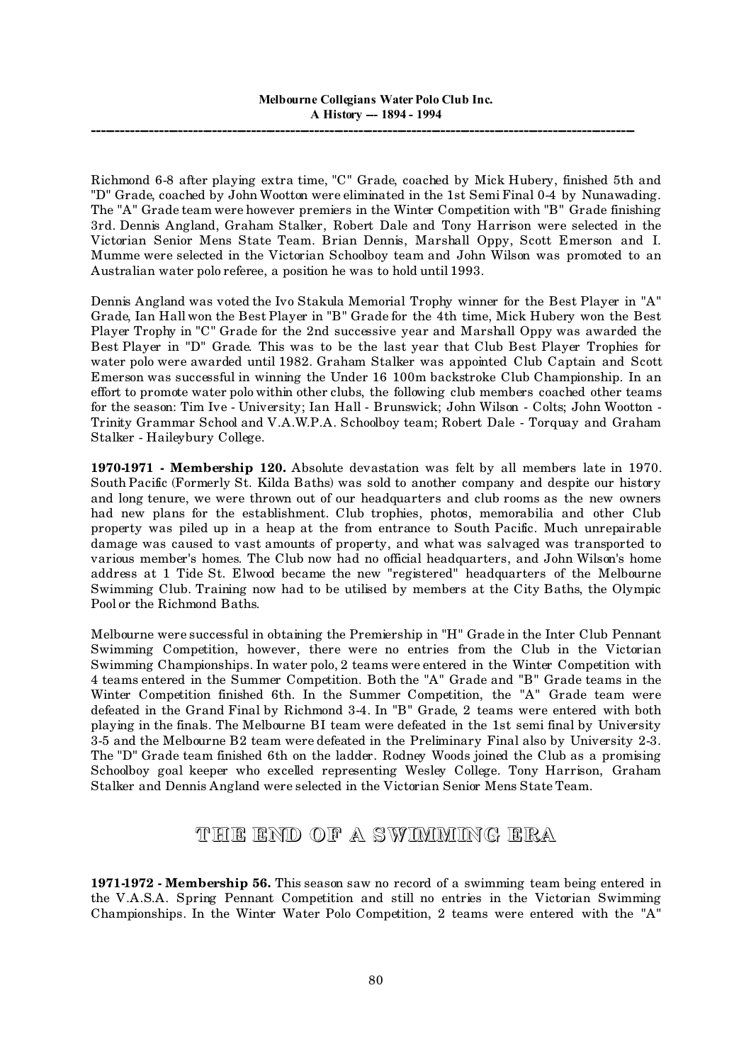Richmond 6-8 after playing extra time, "C" Grade, coached by Mick Hubery, finished 5th and "D" Grade, coached by John Wootton were eliminated in the 1st Semi Final 0-4 by Nunawading. The "A" Grade team were however premiers in the Winter Competition with "B" Grade finishing 3rd. Dennis Angland, Graham Stalker, Robert Dale and Tony Harrison were selected in the Victorian Senior Mens State Team. Brian Dennis, Marshall Oppy, Scott Emerson and I. Mumme were selected in the Victorian Schoolboy team and John Wilson was promoted to an Australian water polo referee, a position he was to hold until 1993.

Dennis Angland was voted the Ivo Stakula Memorial Trophy winner for the Best Player in "A" Grade, Ian Hall won the Best Player in "B" Grade for the 4th time, Mick Hubery won the Best Player Trophy in "C" Grade for the 2nd successive year and Marshall Oppy was awarded the Best Player in "D" Grade. This was to be the last year that Club Best Player Trophies for water polo were awarded until 1982. Graham Stalker was appointed Club Captain and Scott Emerson was successful in winning the Under 16 100m backstroke Club Championship. In an effort to promote water polo within other clubs, the following club members coached other teams for the season: Tim Ive - University; Ian Hall - Brunswick; John Wilson - Colts; John Wootton - Trinity Grammar School and V.A.W.P.A. Schoolboy team; Robert Dale - Torquay and Graham Stalker - Haileybury College.

**1970-1971 - Membership 120.** Absolute devastation was felt by all members late in 1970. South Pacific (Formerly St. Kilda Baths) was sold to another company and despite our history and long tenure, we were thrown out of our headquarters and club rooms as the new owners had new plans for the establishment. Club trophies, photos, memorabilia and other Club property was piled up in a heap at the from entrance to South Pacific. Much unrepairable damage was caused to vast amounts of property, and what was salvaged was transported to various member's homes. The Club now had no official headquarters, and John Wilson's home address at 1 Tide St. Elwood became the new "registered" headquarters of the Melbourne Swimming Club. Training now had to be utilised by members at the City Baths, the Olympic Pool or the Richmond Baths.

Melbourne were successful in obtaining the Premiership in "H" Grade in the Inter Club Pennant Swimming Competition, however, there were no entries from the Club in the Victorian Swimming Championships. In water polo, 2 teams were entered in the Winter Competition with 4 teams entered in the Summer Competition. Both the "A" Grade and "B" Grade teams in the Winter Competition finished 6th. In the Summer Competition, the "A" Grade team were defeated in the Grand Final by Richmond 3-4. In "B" Grade, 2 teams were entered with both playing in the finals. The Melbourne BI team were defeated in the 1st semi final by University 3-5 and the Melbourne B2 team were defeated in the Preliminary Final also by University 2-3. The "D" Grade team finished 6th on the ladder. Rodney Woods joined the Club as a promising Schoolboy goal keeper who excelled representing Wesley College. Tony Harrison, Graham Stalker and Dennis Angland were selected in the Victorian Senior Mens State Team.

## THE END OF A SWIMMING ERA

**1971-1972 - Membership 56.** This season saw no record of a swimming team being entered in the V.A.S.A. Spring Pennant Competition and still no entries in the Victorian Swimming Championships. In the Winter Water Polo Competition, 2 teams were entered with the "A"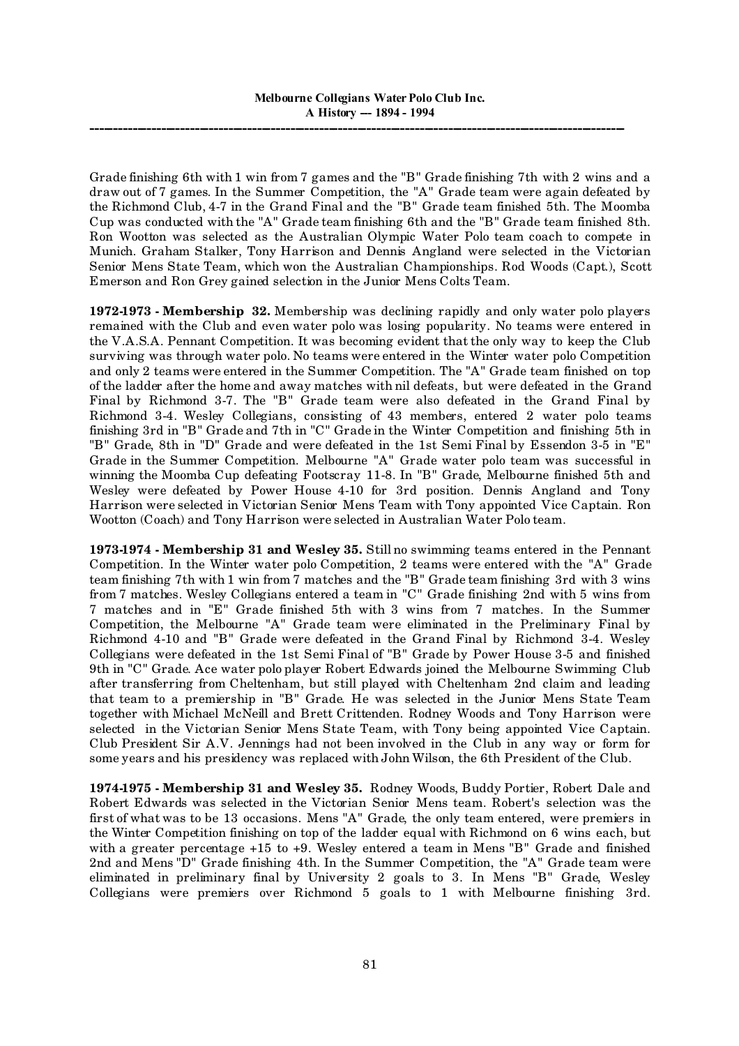Grade finishing 6th with 1 win from 7 games and the "B" Grade finishing 7th with 2 wins and a draw out of 7 games. In the Summer Competition, the "A" Grade team were again defeated by the Richmond Club, 4-7 in the Grand Final and the "B" Grade team finished 5th. The Moomba Cup was conducted with the "A" Grade team finishing 6th and the "B" Grade team finished 8th. Ron Wootton was selected as the Australian Olympic Water Polo team coach to compete in Munich. Graham Stalker, Tony Harrison and Dennis Angland were selected in the Victorian Senior Mens State Team, which won the Australian Championships. Rod Woods (Capt.), Scott Emerson and Ron Grey gained selection in the Junior Mens Colts Team.

**1972-1973 - Membership 32.** Membership was declining rapidly and only water polo players remained with the Club and even water polo was losing popularity. No teams were entered in the V.A.S.A. Pennant Competition. It was becoming evident that the only way to keep the Club surviving was through water polo. No teams were entered in the Winter water polo Competition and only 2 teams were entered in the Summer Competition. The "A" Grade team finished on top of the ladder after the home and away matches with nil defeats, but were defeated in the Grand Final by Richmond 3-7. The "B" Grade team were also defeated in the Grand Final by Richmond 3-4. Wesley Collegians, consisting of 43 members, entered 2 water polo teams finishing 3rd in "B" Grade and 7th in "C" Grade in the Winter Competition and finishing 5th in "B" Grade, 8th in "D" Grade and were defeated in the 1st Semi Final by Essendon 3-5 in "E" Grade in the Summer Competition. Melbourne "A" Grade water polo team was successful in winning the Moomba Cup defeating Footscray 11-8. In "B" Grade, Melbourne finished 5th and Wesley were defeated by Power House 4-10 for 3rd position. Dennis Angland and Tony Harrison were selected in Victorian Senior Mens Team with Tony appointed Vice Captain. Ron Wootton (Coach) and Tony Harrison were selected in Australian Water Polo team.

**1973-1974 - Membership 31 and Wesley 35.** Still no swimming teams entered in the Pennant Competition. In the Winter water polo Competition, 2 teams were entered with the "A" Grade team finishing 7th with 1 win from 7 matches and the "B" Grade team finishing 3rd with 3 wins from 7 matches. Wesley Collegians entered a team in "C" Grade finishing 2nd with 5 wins from 7 matches and in "E" Grade finished 5th with 3 wins from 7 matches. In the Summer Competition, the Melbourne "A" Grade team were eliminated in the Preliminary Final by Richmond 4-10 and "B" Grade were defeated in the Grand Final by Richmond 3-4. Wesley Collegians were defeated in the 1st Semi Final of "B" Grade by Power House 3-5 and finished 9th in "C" Grade. Ace water polo player Robert Edwards joined the Melbourne Swimming Club after transferring from Cheltenham, but still played with Cheltenham 2nd claim and leading that team to a premiership in "B" Grade. He was selected in the Junior Mens State Team together with Michael McNeill and Brett Crittenden. Rodney Woods and Tony Harrison were selected in the Victorian Senior Mens State Team, with Tony being appointed Vice Captain. Club President Sir A.V. Jennings had not been involved in the Club in any way or form for some years and his presidency was replaced with John Wilson, the 6th President of the Club.

**1974-1975 - Membership 31 and Wesley 35.** Rodney Woods, Buddy Portier, Robert Dale and Robert Edwards was selected in the Victorian Senior Mens team. Robert's selection was the first of what was to be 13 occasions. Mens "A" Grade, the only team entered, were premiers in the Winter Competition finishing on top of the ladder equal with Richmond on 6 wins each, but with a greater percentage +15 to +9. Wesley entered a team in Mens "B" Grade and finished 2nd and Mens "D" Grade finishing 4th. In the Summer Competition, the "A" Grade team were eliminated in preliminary final by University 2 goals to 3. In Mens "B" Grade, Wesley Collegians were premiers over Richmond 5 goals to 1 with Melbourne finishing 3rd.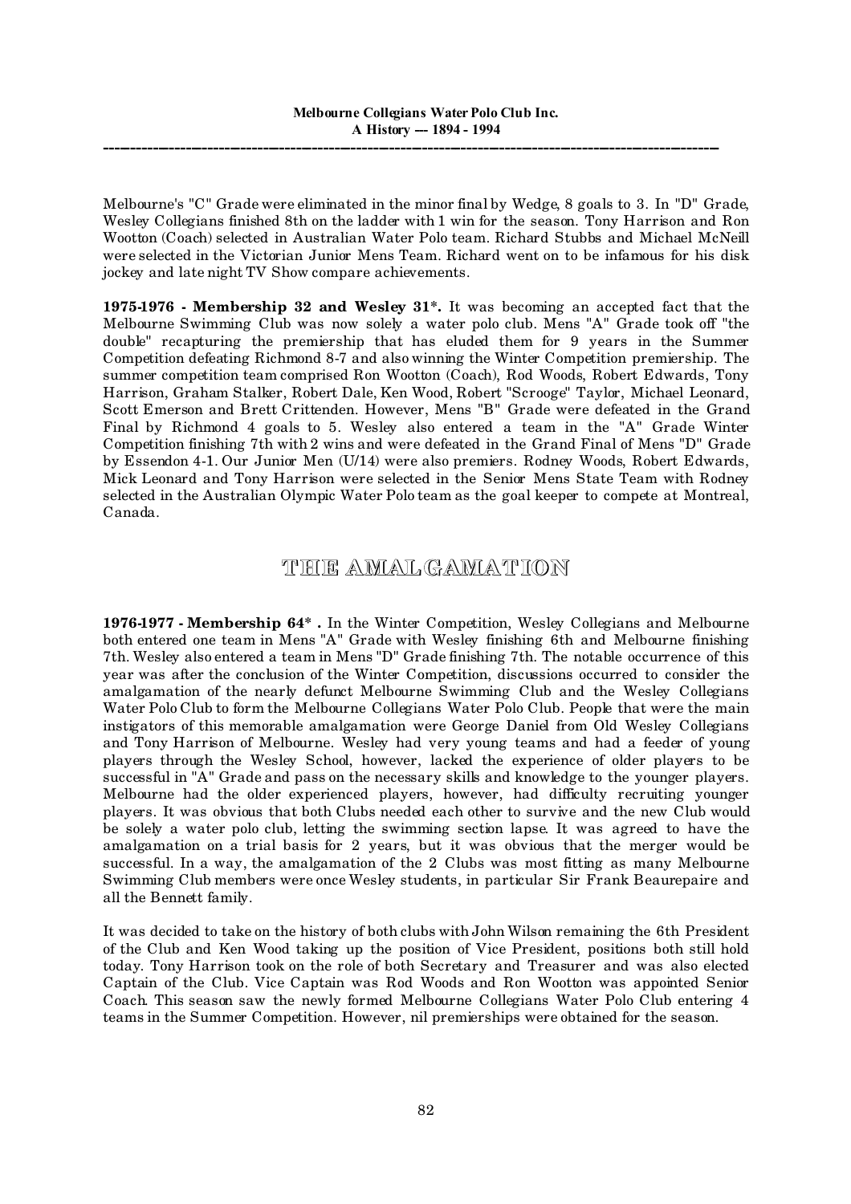Melbourne's "C" Grade were eliminated in the minor final by Wedge, 8 goals to 3. In "D" Grade, Wesley Collegians finished 8th on the ladder with 1 win for the season. Tony Harrison and Ron Wootton (Coach) selected in Australian Water Polo team. Richard Stubbs and Michael McNeill were selected in the Victorian Junior Mens Team. Richard went on to be infamous for his disk jockey and late night TV Show compare achievements.

**1975-1976 - Membership 32 and Wesley 31*.** It was becoming an accepted fact that the Melbourne Swimming Club was now solely a water polo club. Mens "A" Grade took off "the double" recapturing the premiership that has eluded them for 9 years in the Summer Competition defeating Richmond 8-7 and also winning the Winter Competition premiership. The summer competition team comprised Ron Wootton (Coach), Rod Woods, Robert Edwards, Tony Harrison, Graham Stalker, Robert Dale, Ken Wood, Robert "Scrooge" Taylor, Michael Leonard, Scott Emerson and Brett Crittenden. However, Mens "B" Grade were defeated in the Grand Final by Richmond 4 goals to 5. Wesley also entered a team in the "A" Grade Winter Competition finishing 7th with 2 wins and were defeated in the Grand Final of Mens "D" Grade by Essendon 4-1. Our Junior Men (U/14) were also premiers. Rodney Woods, Robert Edwards, Mick Leonard and Tony Harrison were selected in the Senior Mens State Team with Rodney selected in the Australian Olympic Water Polo team as the goal keeper to compete at Montreal, Canada.

## THE AMALGAMATION

**1976-1977 - Membership 64* .** In the Winter Competition, Wesley Collegians and Melbourne both entered one team in Mens "A" Grade with Wesley finishing 6th and Melbourne finishing 7th. Wesley also entered a team in Mens "D" Grade finishing 7th. The notable occurrence of this year was after the conclusion of the Winter Competition, discussions occurred to consider the amalgamation of the nearly defunct Melbourne Swimming Club and the Wesley Collegians Water Polo Club to form the Melbourne Collegians Water Polo Club. People that were the main instigators of this memorable amalgamation were George Daniel from Old Wesley Collegians and Tony Harrison of Melbourne. Wesley had very young teams and had a feeder of young players through the Wesley School, however, lacked the experience of older players to be successful in "A" Grade and pass on the necessary skills and knowledge to the younger players. Melbourne had the older experienced players, however, had difficulty recruiting younger players. It was obvious that both Clubs needed each other to survive and the new Club would be solely a water polo club, letting the swimming section lapse. It was agreed to have the amalgamation on a trial basis for 2 years, but it was obvious that the merger would be successful. In a way, the amalgamation of the 2 Clubs was most fitting as many Melbourne Swimming Club members were once Wesley students, in particular Sir Frank Beaurepaire and all the Bennett family.

It was decided to take on the history of both clubs with John Wilson remaining the 6th President of the Club and Ken Wood taking up the position of Vice President, positions both still hold today. Tony Harrison took on the role of both Secretary and Treasurer and was also elected Captain of the Club. Vice Captain was Rod Woods and Ron Wootton was appointed Senior Coach. This season saw the newly formed Melbourne Collegians Water Polo Club entering 4 teams in the Summer Competition. However, nil premierships were obtained for the season.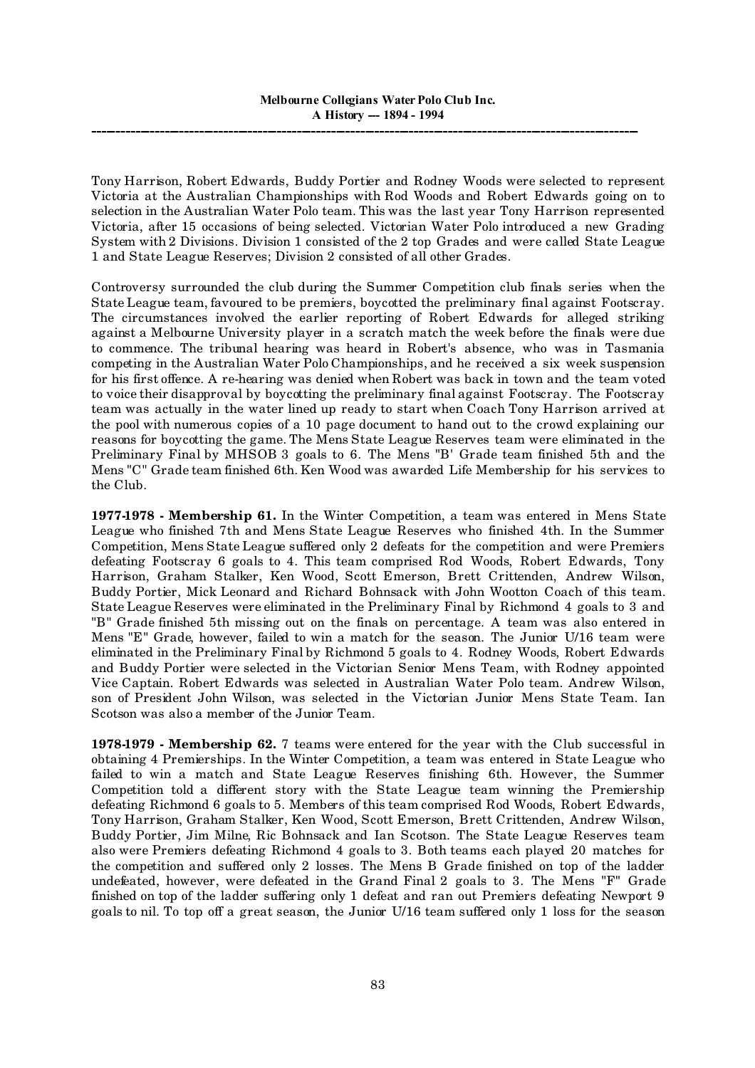Tony Harrison, Robert Edwards, Buddy Portier and Rodney Woods were selected to represent Victoria at the Australian Championships with Rod Woods and Robert Edwards going on to selection in the Australian Water Polo team. This was the last year Tony Harrison represented Victoria, after 15 occasions of being selected. Victorian Water Polo introduced a new Grading System with 2 Divisions. Division 1 consisted of the 2 top Grades and were called State League 1 and State League Reserves; Division 2 consisted of all other Grades.

Controversy surrounded the club during the Summer Competition club finals series when the State League team, favoured to be premiers, boycotted the preliminary final against Footscray. The circumstances involved the earlier reporting of Robert Edwards for alleged striking against a Melbourne University player in a scratch match the week before the finals were due to commence. The tribunal hearing was heard in Robert's absence, who was in Tasmania competing in the Australian Water Polo Championships, and he received a six week suspension for his first offence. A re-hearing was denied when Robert was back in town and the team voted to voice their disapproval by boycotting the preliminary final against Footscray. The Footscray team was actually in the water lined up ready to start when Coach Tony Harrison arrived at the pool with numerous copies of a 10 page document to hand out to the crowd explaining our reasons for boycotting the game. The Mens State League Reserves team were eliminated in the Preliminary Final by MHSOB 3 goals to 6. The Mens "B' Grade team finished 5th and the Mens "C" Grade team finished 6th. Ken Wood was awarded Life Membership for his services to the Club.

**1977-1978 - Membership 61.** In the Winter Competition, a team was entered in Mens State League who finished 7th and Mens State League Reserves who finished 4th. In the Summer Competition, Mens State League suffered only 2 defeats for the competition and were Premiers defeating Footscray 6 goals to 4. This team comprised Rod Woods, Robert Edwards, Tony Harrison, Graham Stalker, Ken Wood, Scott Emerson, Brett Crittenden, Andrew Wilson, Buddy Portier, Mick Leonard and Richard Bohnsack with John Wootton Coach of this team. State League Reserves were eliminated in the Preliminary Final by Richmond 4 goals to 3 and "B" Grade finished 5th missing out on the finals on percentage. A team was also entered in Mens "E" Grade, however, failed to win a match for the season. The Junior U/16 team were eliminated in the Preliminary Final by Richmond 5 goals to 4. Rodney Woods, Robert Edwards and Buddy Portier were selected in the Victorian Senior Mens Team, with Rodney appointed Vice Captain. Robert Edwards was selected in Australian Water Polo team. Andrew Wilson, son of President John Wilson, was selected in the Victorian Junior Mens State Team. Ian Scotson was also a member of the Junior Team.

**1978-1979 - Membership 62.** 7 teams were entered for the year with the Club successful in obtaining 4 Premierships. In the Winter Competition, a team was entered in State League who failed to win a match and State League Reserves finishing 6th. However, the Summer Competition told a different story with the State League team winning the Premiership defeating Richmond 6 goals to 5. Members of this team comprised Rod Woods, Robert Edwards, Tony Harrison, Graham Stalker, Ken Wood, Scott Emerson, Brett Crittenden, Andrew Wilson, Buddy Portier, Jim Milne, Ric Bohnsack and Ian Scotson. The State League Reserves team also were Premiers defeating Richmond 4 goals to 3. Both teams each played 20 matches for the competition and suffered only 2 losses. The Mens B Grade finished on top of the ladder undefeated, however, were defeated in the Grand Final 2 goals to 3. The Mens "F" Grade finished on top of the ladder suffering only 1 defeat and ran out Premiers defeating Newport 9 goals to nil. To top off a great season, the Junior U/16 team suffered only 1 loss for the season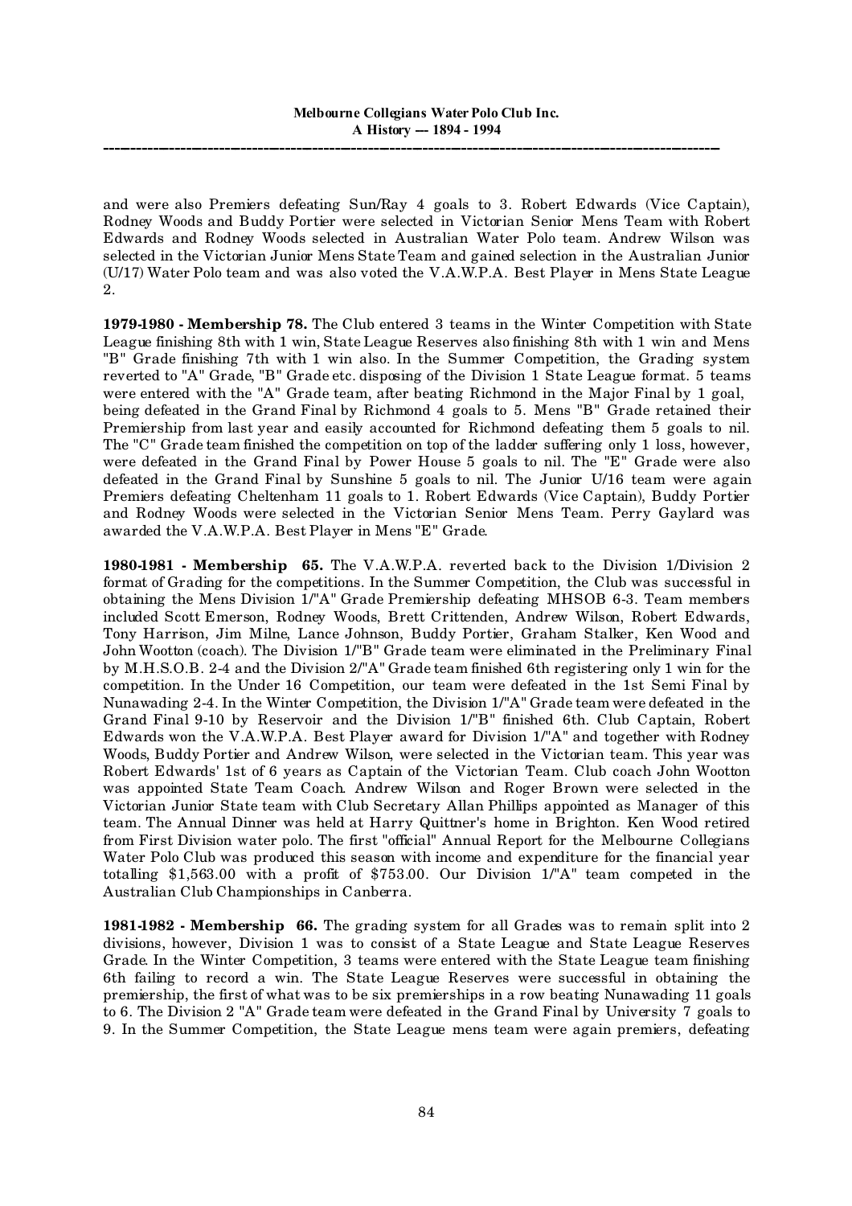and were also Premiers defeating Sun/Ray 4 goals to 3. Robert Edwards (Vice Captain), Rodney Woods and Buddy Portier were selected in Victorian Senior Mens Team with Robert Edwards and Rodney Woods selected in Australian Water Polo team. Andrew Wilson was selected in the Victorian Junior Mens State Team and gained selection in the Australian Junior (U/17) Water Polo team and was also voted the V.A.W.P.A. Best Player in Mens State League 2.

**1979-1980 - Membership 78.** The Club entered 3 teams in the Winter Competition with State League finishing 8th with 1 win, State League Reserves also finishing 8th with 1 win and Mens "B" Grade finishing 7th with 1 win also. In the Summer Competition, the Grading system reverted to "A" Grade, "B" Grade etc. disposing of the Division 1 State League format. 5 teams were entered with the "A" Grade team, after beating Richmond in the Major Final by 1 goal, being defeated in the Grand Final by Richmond 4 goals to 5. Mens "B" Grade retained their Premiership from last year and easily accounted for Richmond defeating them 5 goals to nil. The "C" Grade team finished the competition on top of the ladder suffering only 1 loss, however, were defeated in the Grand Final by Power House 5 goals to nil. The "E" Grade were also defeated in the Grand Final by Sunshine 5 goals to nil. The Junior U/16 team were again Premiers defeating Cheltenham 11 goals to 1. Robert Edwards (Vice Captain), Buddy Portier and Rodney Woods were selected in the Victorian Senior Mens Team. Perry Gaylard was awarded the V.A.W.P.A. Best Player in Mens "E" Grade.

**1980-1981 - Membership 65.** The V.A.W.P.A. reverted back to the Division 1/Division 2 format of Grading for the competitions. In the Summer Competition, the Club was successful in obtaining the Mens Division 1/"A" Grade Premiership defeating MHSOB 6-3. Team members included Scott Emerson, Rodney Woods, Brett Crittenden, Andrew Wilson, Robert Edwards, Tony Harrison, Jim Milne, Lance Johnson, Buddy Portier, Graham Stalker, Ken Wood and John Wootton (coach). The Division 1/"B" Grade team were eliminated in the Preliminary Final by M.H.S.O.B. 2-4 and the Division 2/"A" Grade team finished 6th registering only 1 win for the competition. In the Under 16 Competition, our team were defeated in the 1st Semi Final by Nunawading 2-4. In the Winter Competition, the Division 1/"A" Grade team were defeated in the Grand Final 9-10 by Reservoir and the Division 1/"B" finished 6th. Club Captain, Robert Edwards won the V.A.W.P.A. Best Player award for Division 1/"A" and together with Rodney Woods, Buddy Portier and Andrew Wilson, were selected in the Victorian team. This year was Robert Edwards' 1st of 6 years as Captain of the Victorian Team. Club coach John Wootton was appointed State Team Coach. Andrew Wilson and Roger Brown were selected in the Victorian Junior State team with Club Secretary Allan Phillips appointed as Manager of this team. The Annual Dinner was held at Harry Quittner's home in Brighton. Ken Wood retired from First Division water polo. The first "official" Annual Report for the Melbourne Collegians Water Polo Club was produced this season with income and expenditure for the financial year totalling $1,563.00 with a profit of $753.00. Our Division 1/"A" team competed in the Australian Club Championships in Canberra.

**1981-1982 - Membership 66.** The grading system for all Grades was to remain split into 2 divisions, however, Division 1 was to consist of a State League and State League Reserves Grade. In the Winter Competition, 3 teams were entered with the State League team finishing 6th failing to record a win. The State League Reserves were successful in obtaining the premiership, the first of what was to be six premierships in a row beating Nunawading 11 goals to 6. The Division 2 "A" Grade team were defeated in the Grand Final by University 7 goals to 9. In the Summer Competition, the State League mens team were again premiers, defeating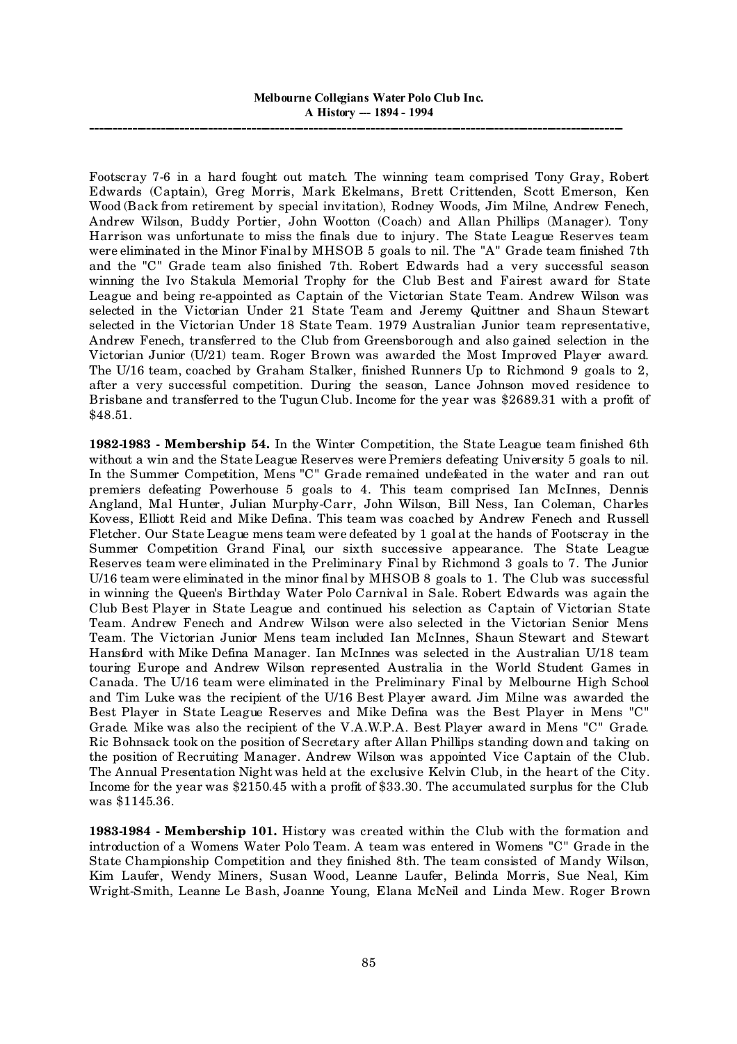Footscray 7-6 in a hard fought out match. The winning team comprised Tony Gray, Robert Edwards (Captain), Greg Morris, Mark Ekelmans, Brett Crittenden, Scott Emerson, Ken Wood (Back from retirement by special invitation), Rodney Woods, Jim Milne, Andrew Fenech, Andrew Wilson, Buddy Portier, John Wootton (Coach) and Allan Phillips (Manager). Tony Harrison was unfortunate to miss the finals due to injury. The State League Reserves team were eliminated in the Minor Final by MHSOB 5 goals to nil. The "A" Grade team finished 7th and the "C" Grade team also finished 7th. Robert Edwards had a very successful season winning the Ivo Stakula Memorial Trophy for the Club Best and Fairest award for State League and being re-appointed as Captain of the Victorian State Team. Andrew Wilson was selected in the Victorian Under 21 State Team and Jeremy Quittner and Shaun Stewart selected in the Victorian Under 18 State Team. 1979 Australian Junior team representative, Andrew Fenech, transferred to the Club from Greensborough and also gained selection in the Victorian Junior (U/21) team. Roger Brown was awarded the Most Improved Player award. The U/16 team, coached by Graham Stalker, finished Runners Up to Richmond 9 goals to 2, after a very successful competition. During the season, Lance Johnson moved residence to Brisbane and transferred to the Tugun Club. Income for the year was $2689.31 with a profit of $48.51.

**1982-1983 - Membership 54.** In the Winter Competition, the State League team finished 6th without a win and the State League Reserves were Premiers defeating University 5 goals to nil. In the Summer Competition, Mens "C" Grade remained undefeated in the water and ran out premiers defeating Powerhouse 5 goals to 4. This team comprised Ian McInnes, Dennis Angland, Mal Hunter, Julian Murphy-Carr, John Wilson, Bill Ness, Ian Coleman, Charles Kovess, Elliott Reid and Mike Defina. This team was coached by Andrew Fenech and Russell Fletcher. Our State League mens team were defeated by 1 goal at the hands of Footscray in the Summer Competition Grand Final, our sixth successive appearance. The State League Reserves team were eliminated in the Preliminary Final by Richmond 3 goals to 7. The Junior U/16 team were eliminated in the minor final by MHSOB 8 goals to 1. The Club was successful in winning the Queen's Birthday Water Polo Carnival in Sale. Robert Edwards was again the Club Best Player in State League and continued his selection as Captain of Victorian State Team. Andrew Fenech and Andrew Wilson were also selected in the Victorian Senior Mens Team. The Victorian Junior Mens team included Ian McInnes, Shaun Stewart and Stewart Hansford with Mike Defina Manager. Ian McInnes was selected in the Australian U/18 team touring Europe and Andrew Wilson represented Australia in the World Student Games in Canada. The U/16 team were eliminated in the Preliminary Final by Melbourne High School and Tim Luke was the recipient of the U/16 Best Player award. Jim Milne was awarded the Best Player in State League Reserves and Mike Defina was the Best Player in Mens "C" Grade. Mike was also the recipient of the V.A.W.P.A. Best Player award in Mens "C" Grade. Ric Bohnsack took on the position of Secretary after Allan Phillips standing down and taking on the position of Recruiting Manager. Andrew Wilson was appointed Vice Captain of the Club. The Annual Presentation Night was held at the exclusive Kelvin Club, in the heart of the City. Income for the year was $2150.45 with a profit of $33.30. The accumulated surplus for the Club was $1145.36.

**1983-1984 - Membership 101.** History was created within the Club with the formation and introduction of a Womens Water Polo Team. A team was entered in Womens "C" Grade in the State Championship Competition and they finished 8th. The team consisted of Mandy Wilson, Kim Laufer, Wendy Miners, Susan Wood, Leanne Laufer, Belinda Morris, Sue Neal, Kim Wright-Smith, Leanne Le Bash, Joanne Young, Elana McNeil and Linda Mew. Roger Brown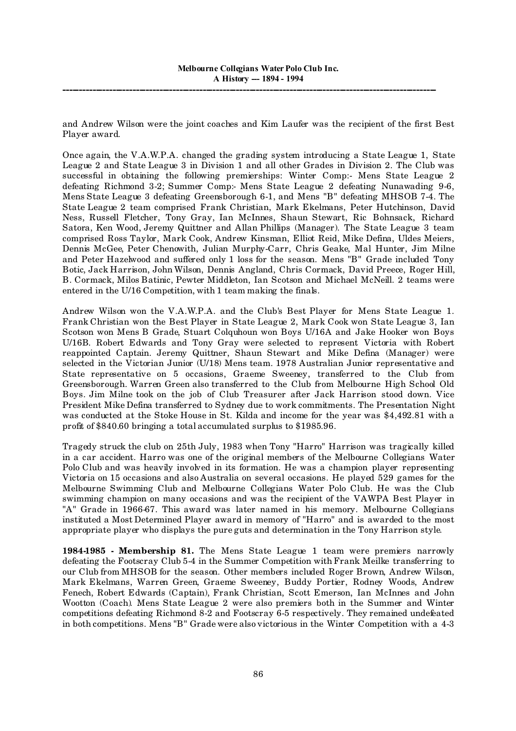and Andrew Wilson were the joint coaches and Kim Laufer was the recipient of the first Best Player award.

Once again, the V.A.W.P.A. changed the grading system introducing a State League 1, State League 2 and State League 3 in Division 1 and all other Grades in Division 2. The Club was successful in obtaining the following premierships: Winter Comp:- Mens State League 2 defeating Richmond 3-2; Summer Comp:- Mens State League 2 defeating Nunawading 9-6, Mens State League 3 defeating Greensborough 6-1, and Mens "B" defeating MHSOB 7-4. The State League 2 team comprised Frank Christian, Mark Ekelmans, Peter Hutchinson, David Ness, Russell Fletcher, Tony Gray, Ian McInnes, Shaun Stewart, Ric Bohnsack, Richard Satora, Ken Wood, Jeremy Quittner and Allan Phillips (Manager). The State League 3 team comprised Ross Taylor, Mark Cook, Andrew Kinsman, Elliot Reid, Mike Defina, Uldes Meiers, Dennis McGee, Peter Chenowith, Julian Murphy-Carr, Chris Geake, Mal Hunter, Jim Milne and Peter Hazelwood and suffered only 1 loss for the season. Mens "B" Grade included Tony Botic, Jack Harrison, John Wilson, Dennis Angland, Chris Cormack, David Preece, Roger Hill, B. Cormack, Milos Batinic, Pewter Middleton, Ian Scotson and Michael McNeill. 2 teams were entered in the U/16 Competition, with 1 team making the finals.

Andrew Wilson won the V.A.W.P.A. and the Club's Best Player for Mens State League 1. Frank Christian won the Best Player in State League 2, Mark Cook won State League 3, Ian Scotson won Mens B Grade, Stuart Colquhoun won Boys U/16A and Jake Hooker won Boys U/16B. Robert Edwards and Tony Gray were selected to represent Victoria with Robert reappointed Captain. Jeremy Quittner, Shaun Stewart and Mike Defina (Manager) were selected in the Victorian Junior (U/18) Mens team. 1978 Australian Junior representative and State representative on 5 occasions, Graeme Sweeney, transferred to the Club from Greensborough. Warren Green also transferred to the Club from Melbourne High School Old Boys. Jim Milne took on the job of Club Treasurer after Jack Harrison stood down. Vice President Mike Defina transferred to Sydney due to work commitments. The Presentation Night was conducted at the Stoke House in St. Kilda and income for the year was $4,492.81 with a profit of $840.60 bringing a total accumulated surplus to $1985.96.

Tragedy struck the club on 25th July, 1983 when Tony "Harro" Harrison was tragically killed in a car accident. Harro was one of the original members of the Melbourne Collegians Water Polo Club and was heavily involved in its formation. He was a champion player representing Victoria on 15 occasions and also Australia on several occasions. He played 529 games for the Melbourne Swimming Club and Melbourne Collegians Water Polo Club. He was the Club swimming champion on many occasions and was the recipient of the VAWPA Best Player in "A" Grade in 1966-67. This award was later named in his memory. Melbourne Collegians instituted a Most Determined Player award in memory of "Harro" and is awarded to the most appropriate player who displays the pure guts and determination in the Tony Harrison style.

**1984-1985 - Membership 81.** The Mens State League 1 team were premiers narrowly defeating the Footscray Club 5-4 in the Summer Competition with Frank Meilke transferring to our Club from MHSOB for the season. Other members included Roger Brown, Andrew Wilson, Mark Ekelmans, Warren Green, Graeme Sweeney, Buddy Portier, Rodney Woods, Andrew Fenech, Robert Edwards (Captain), Frank Christian, Scott Emerson, Ian McInnes and John Wootton (Coach). Mens State League 2 were also premiers both in the Summer and Winter competitions defeating Richmond 8-2 and Footscray 6-5 respectively. They remained undefeated in both competitions. Mens "B" Grade were also victorious in the Winter Competition with a 4-3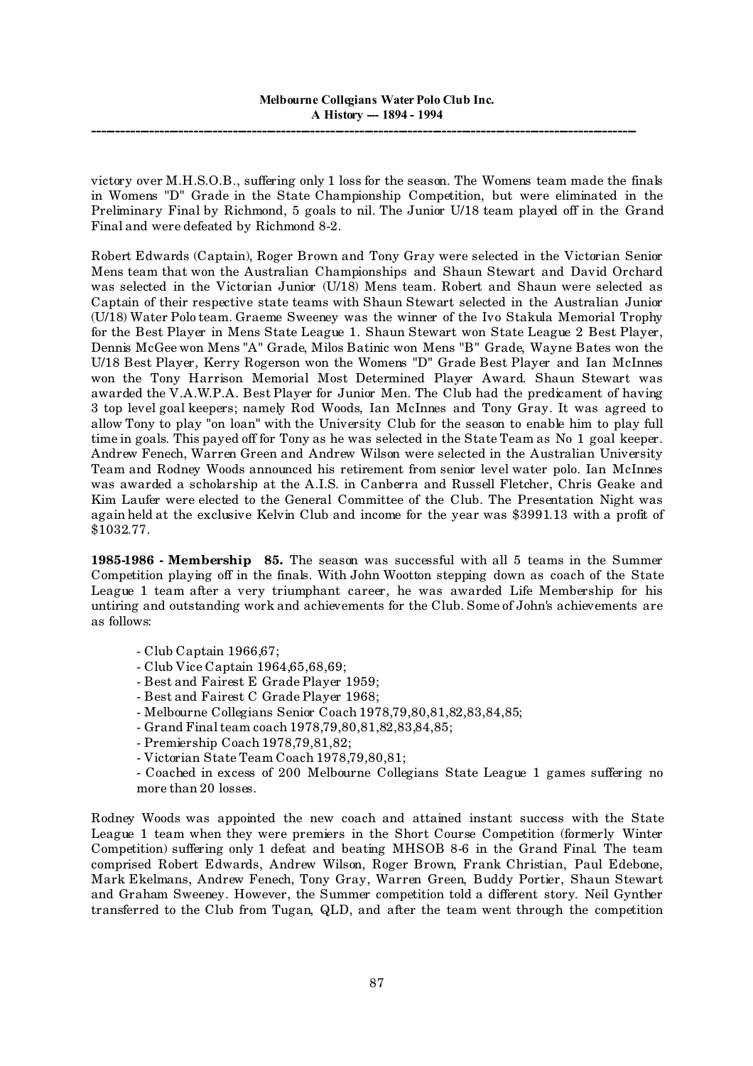victory over M.H.S.O.B., suffering only 1 loss for the season. The Womens team made the finals in Womens "D" Grade in the State Championship Competition, but were eliminated in the Preliminary Final by Richmond, 5 goals to nil. The Junior U/18 team played off in the Grand Final and were defeated by Richmond 8-2.

Robert Edwards (Captain), Roger Brown and Tony Gray were selected in the Victorian Senior Mens team that won the Australian Championships and Shaun Stewart and David Orchard was selected in the Victorian Junior (U/18) Mens team. Robert and Shaun were selected as Captain of their respective state teams with Shaun Stewart selected in the Australian Junior (U/18) Water Polo team. Graeme Sweeney was the winner of the Ivo Stakula Memorial Trophy for the Best Player in Mens State League 1. Shaun Stewart won State League 2 Best Player, Dennis McGee won Mens "A" Grade, Milos Batinic won Mens "B" Grade, Wayne Bates won the U/18 Best Player, Kerry Rogerson won the Womens "D" Grade Best Player and Ian McInnes won the Tony Harrison Memorial Most Determined Player Award. Shaun Stewart was awarded the V.A.W.P.A. Best Player for Junior Men. The Club had the predicament of having 3 top level goal keepers; namely Rod Woods, Ian McInnes and Tony Gray. It was agreed to allow Tony to play "on loan" with the University Club for the season to enable him to play full time in goals. This payed off for Tony as he was selected in the State Team as No 1 goal keeper. Andrew Fenech, Warren Green and Andrew Wilson were selected in the Australian University Team and Rodney Woods announced his retirement from senior level water polo. Ian McInnes was awarded a scholarship at the A.I.S. in Canberra and Russell Fletcher, Chris Geake and Kim Laufer were elected to the General Committee of the Club. The Presentation Night was again held at the exclusive Kelvin Club and income for the year was $3991.13 with a profit of $1032.77.

**1985-1986 - Membership 85.** The season was successful with all 5 teams in the Summer Competition playing off in the finals. With John Wootton stepping down as coach of the State League 1 team after a very triumphant career, he was awarded Life Membership for his untiring and outstanding work and achievements for the Club. Some of John's achievements are as follows:

- Club Captain 1966,67;
- Club Vice Captain 1964,65,68,69;
- Best and Fairest E Grade Player 1959;
- Best and Fairest C Grade Player 1968;
- Melbourne Collegians Senior Coach 1978,79,80,81,82,83,84,85;
- Grand Final team coach 1978,79,80,81,82,83,84,85;
- Premiership Coach 1978,79,81,82;
- Victorian State Team Coach 1978,79,80,81;
- Coached in excess of 200 Melbourne Collegians State League 1 games suffering no more than 20 losses.

Rodney Woods was appointed the new coach and attained instant success with the State League 1 team when they were premiers in the Short Course Competition (formerly Winter Competition) suffering only 1 defeat and beating MHSOB 8-6 in the Grand Final. The team comprised Robert Edwards, Andrew Wilson, Roger Brown, Frank Christian, Paul Edebone, Mark Ekelmans, Andrew Fenech, Tony Gray, Warren Green, Buddy Portier, Shaun Stewart and Graham Sweeney. However, the Summer competition told a different story. Neil Gynther transferred to the Club from Tugan, QLD, and after the team went through the competition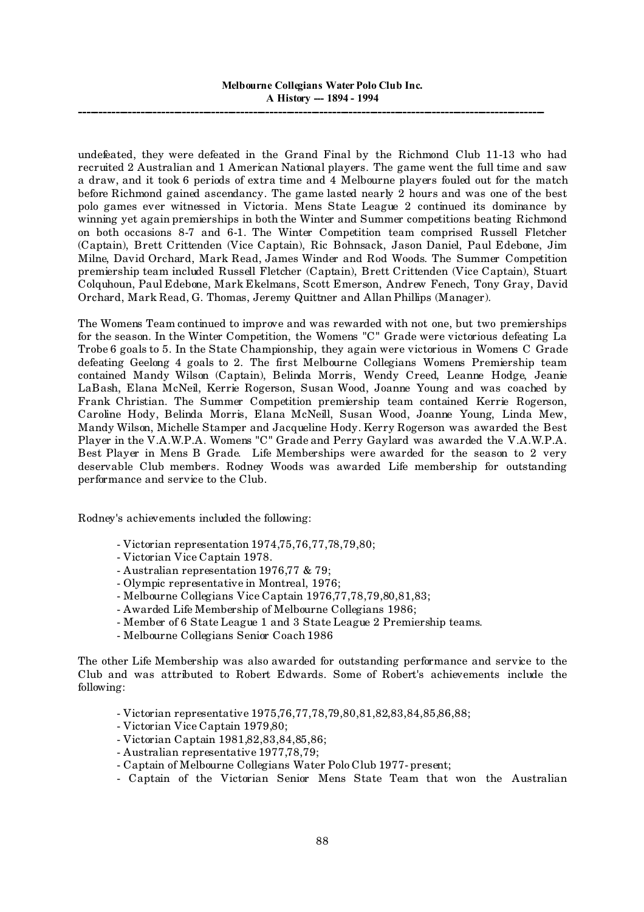undefeated, they were defeated in the Grand Final by the Richmond Club 11-13 who had recruited 2 Australian and 1 American National players. The game went the full time and saw a draw, and it took 6 periods of extra time and 4 Melbourne players fouled out for the match before Richmond gained ascendancy. The game lasted nearly 2 hours and was one of the best polo games ever witnessed in Victoria. Mens State League 2 continued its dominance by winning yet again premierships in both the Winter and Summer competitions beating Richmond on both occasions 8-7 and 6-1. The Winter Competition team comprised Russell Fletcher (Captain), Brett Crittenden (Vice Captain), Ric Bohnsack, Jason Daniel, Paul Edebone, Jim Milne, David Orchard, Mark Read, James Winder and Rod Woods. The Summer Competition premiership team included Russell Fletcher (Captain), Brett Crittenden (Vice Captain), Stuart Colquhoun, Paul Edebone, Mark Ekelmans, Scott Emerson, Andrew Fenech, Tony Gray, David Orchard, Mark Read, G. Thomas, Jeremy Quittner and Allan Phillips (Manager).

The Womens Team continued to improve and was rewarded with not one, but two premierships for the season. In the Winter Competition, the Womens "C" Grade were victorious defeating La Trobe 6 goals to 5. In the State Championship, they again were victorious in Womens C Grade defeating Geelong 4 goals to 2. The first Melbourne Collegians Womens Premiership team contained Mandy Wilson (Captain), Belinda Morris, Wendy Creed, Leanne Hodge, Jeanie LaBash, Elana McNeil, Kerrie Rogerson, Susan Wood, Joanne Young and was coached by Frank Christian. The Summer Competition premiership team contained Kerrie Rogerson, Caroline Hody, Belinda Morris, Elana McNeill, Susan Wood, Joanne Young, Linda Mew, Mandy Wilson, Michelle Stamper and Jacqueline Hody. Kerry Rogerson was awarded the Best Player in the V.A.W.P.A. Womens "C" Grade and Perry Gaylard was awarded the V.A.W.P.A. Best Player in Mens B Grade. Life Memberships were awarded for the season to 2 very deservable Club members. Rodney Woods was awarded Life membership for outstanding performance and service to the Club.

Rodney's achievements included the following:

- Victorian representation 1974,75,76,77,78,79,80;
- Victorian Vice Captain 1978.
- Australian representation 1976,77 & 79;
- Olympic representative in Montreal, 1976;
- Melbourne Collegians Vice Captain 1976,77,78,79,80,81,83;
- Awarded Life Membership of Melbourne Collegians 1986;
- Member of 6 State League 1 and 3 State League 2 Premiership teams.
- Melbourne Collegians Senior Coach 1986

The other Life Membership was also awarded for outstanding performance and service to the Club and was attributed to Robert Edwards. Some of Robert's achievements include the following:

- Victorian representative 1975,76,77,78,79,80,81,82,83,84,85,86,88;
- Victorian Vice Captain 1979,80;
- Victorian Captain 1981,82,83,84,85,86;
- Australian representative 1977,78,79;
- Captain of Melbourne Collegians Water Polo Club 1977-present;
- Captain of the Victorian Senior Mens State Team that won the Australian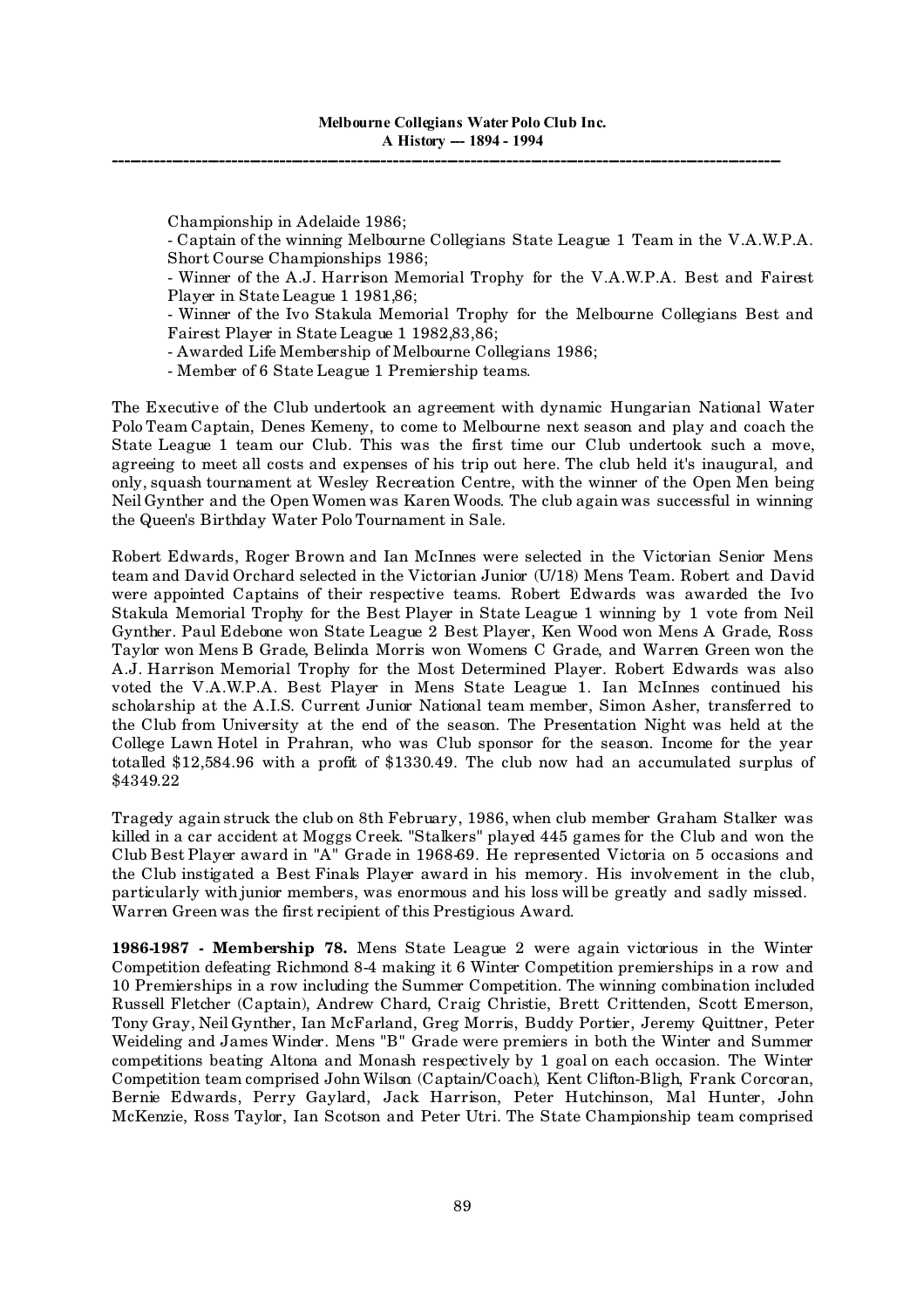Championship in Adelaide 1986;

- Captain of the winning Melbourne Collegians State League 1 Team in the V.A.W.P.A. Short Course Championships 1986;
- Winner of the A.J. Harrison Memorial Trophy for the V.A.W.P.A. Best and Fairest Player in State League 1 1981,86;
- Winner of the Ivo Stakula Memorial Trophy for the Melbourne Collegians Best and Fairest Player in State League 1 1982,83,86;
- Awarded Life Membership of Melbourne Collegians 1986;
- Member of 6 State League 1 Premiership teams.

The Executive of the Club undertook an agreement with dynamic Hungarian National Water Polo Team Captain, Denes Kemeny, to come to Melbourne next season and play and coach the State League 1 team our Club. This was the first time our Club undertook such a move, agreeing to meet all costs and expenses of his trip out here. The club held it's inaugural, and only, squash tournament at Wesley Recreation Centre, with the winner of the Open Men being Neil Gynther and the Open Women was Karen Woods. The club again was successful in winning the Queen's Birthday Water Polo Tournament in Sale.

Robert Edwards, Roger Brown and Ian McInnes were selected in the Victorian Senior Mens team and David Orchard selected in the Victorian Junior (U/18) Mens Team. Robert and David were appointed Captains of their respective teams. Robert Edwards was awarded the Ivo Stakula Memorial Trophy for the Best Player in State League 1 winning by 1 vote from Neil Gynther. Paul Edebone won State League 2 Best Player, Ken Wood won Mens A Grade, Ross Taylor won Mens B Grade, Belinda Morris won Womens C Grade, and Warren Green won the A.J. Harrison Memorial Trophy for the Most Determined Player. Robert Edwards was also voted the V.A.W.P.A. Best Player in Mens State League 1. Ian McInnes continued his scholarship at the A.I.S. Current Junior National team member, Simon Asher, transferred to the Club from University at the end of the season. The Presentation Night was held at the College Lawn Hotel in Prahran, who was Club sponsor for the season. Income for the year totalled $12,584.96 with a profit of $1330.49. The club now had an accumulated surplus of $4349.22

Tragedy again struck the club on 8th February, 1986, when club member Graham Stalker was killed in a car accident at Moggs Creek. "Stalkers" played 445 games for the Club and won the Club Best Player award in "A" Grade in 1968-69. He represented Victoria on 5 occasions and the Club instigated a Best Finals Player award in his memory. His involvement in the club, particularly with junior members, was enormous and his loss will be greatly and sadly missed. Warren Green was the first recipient of this Prestigious Award.

**1986-1987 - Membership 78.** Mens State League 2 were again victorious in the Winter Competition defeating Richmond 8-4 making it 6 Winter Competition premierships in a row and 10 Premierships in a row including the Summer Competition. The winning combination included Russell Fletcher (Captain), Andrew Chard, Craig Christie, Brett Crittenden, Scott Emerson, Tony Gray, Neil Gynther, Ian McFarland, Greg Morris, Buddy Portier, Jeremy Quittner, Peter Weideling and James Winder. Mens "B" Grade were premiers in both the Winter and Summer competitions beating Altona and Monash respectively by 1 goal on each occasion. The Winter Competition team comprised John Wilson (Captain/Coach), Kent Clifton-Bligh, Frank Corcoran, Bernie Edwards, Perry Gaylard, Jack Harrison, Peter Hutchinson, Mal Hunter, John McKenzie, Ross Taylor, Ian Scotson and Peter Utri. The State Championship team comprised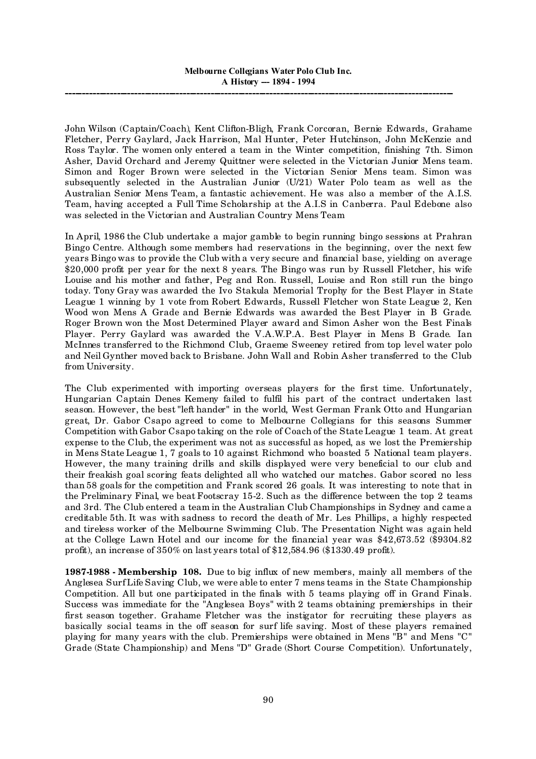John Wilson (Captain/Coach), Kent Clifton-Bligh, Frank Corcoran, Bernie Edwards, Grahame Fletcher, Perry Gaylard, Jack Harrison, Mal Hunter, Peter Hutchinson, John McKenzie and Ross Taylor. The women only entered a team in the Winter competition, finishing 7th. Simon Asher, David Orchard and Jeremy Quittner were selected in the Victorian Junior Mens team. Simon and Roger Brown were selected in the Victorian Senior Mens team. Simon was subsequently selected in the Australian Junior (U/21) Water Polo team as well as the Australian Senior Mens Team, a fantastic achievement. He was also a member of the A.I.S. Team, having accepted a Full Time Scholarship at the A.I.S in Canberra. Paul Edebone also was selected in the Victorian and Australian Country Mens Team

In April, 1986 the Club undertake a major gamble to begin running bingo sessions at Prahran Bingo Centre. Although some members had reservations in the beginning, over the next few years Bingo was to provide the Club with a very secure and financial base, yielding on average $20,000 profit per year for the next 8 years. The Bingo was run by Russell Fletcher, his wife Louise and his mother and father, Peg and Ron. Russell, Louise and Ron still run the bingo today. Tony Gray was awarded the Ivo Stakula Memorial Trophy for the Best Player in State League 1 winning by 1 vote from Robert Edwards, Russell Fletcher won State League 2, Ken Wood won Mens A Grade and Bernie Edwards was awarded the Best Player in B Grade. Roger Brown won the Most Determined Player award and Simon Asher won the Best Finals Player. Perry Gaylard was awarded the V.A.W.P.A. Best Player in Mens B Grade. Ian McInnes transferred to the Richmond Club, Graeme Sweeney retired from top level water polo and Neil Gynther moved back to Brisbane. John Wall and Robin Asher transferred to the Club from University.

The Club experimented with importing overseas players for the first time. Unfortunately, Hungarian Captain Denes Kemeny failed to fulfil his part of the contract undertaken last season. However, the best "left hander" in the world, West German Frank Otto and Hungarian great, Dr. Gabor Csapo agreed to come to Melbourne Collegians for this seasons Summer Competition with Gabor Csapo taking on the role of Coach of the State League 1 team. At great expense to the Club, the experiment was not as successful as hoped, as we lost the Premiership in Mens State League 1, 7 goals to 10 against Richmond who boasted 5 National team players. However, the many training drills and skills displayed were very beneficial to our club and their freakish goal scoring feats delighted all who watched our matches. Gabor scored no less than 58 goals for the competition and Frank scored 26 goals. It was interesting to note that in the Preliminary Final, we beat Footscray 15-2. Such as the difference between the top 2 teams and 3rd. The Club entered a team in the Australian Club Championships in Sydney and came a creditable 5th. It was with sadness to record the death of Mr. Les Phillips, a highly respected and tireless worker of the Melbourne Swimming Club. The Presentation Night was again held at the College Lawn Hotel and our income for the financial year was $42,673.52 ($9304.82 profit), an increase of 350% on last years total of $12,584.96 ($1330.49 profit).

**1987-1988 - Membership 108.** Due to big influx of new members, mainly all members of the Anglesea Surf Life Saving Club, we were able to enter 7 mens teams in the State Championship Competition. All but one participated in the finals with 5 teams playing off in Grand Finals. Success was immediate for the "Anglesea Boys" with 2 teams obtaining premierships in their first season together. Grahame Fletcher was the instigator for recruiting these players as basically social teams in the off season for surf life saving. Most of these players remained playing for many years with the club. Premierships were obtained in Mens "B" and Mens "C" Grade (State Championship) and Mens "D" Grade (Short Course Competition). Unfortunately,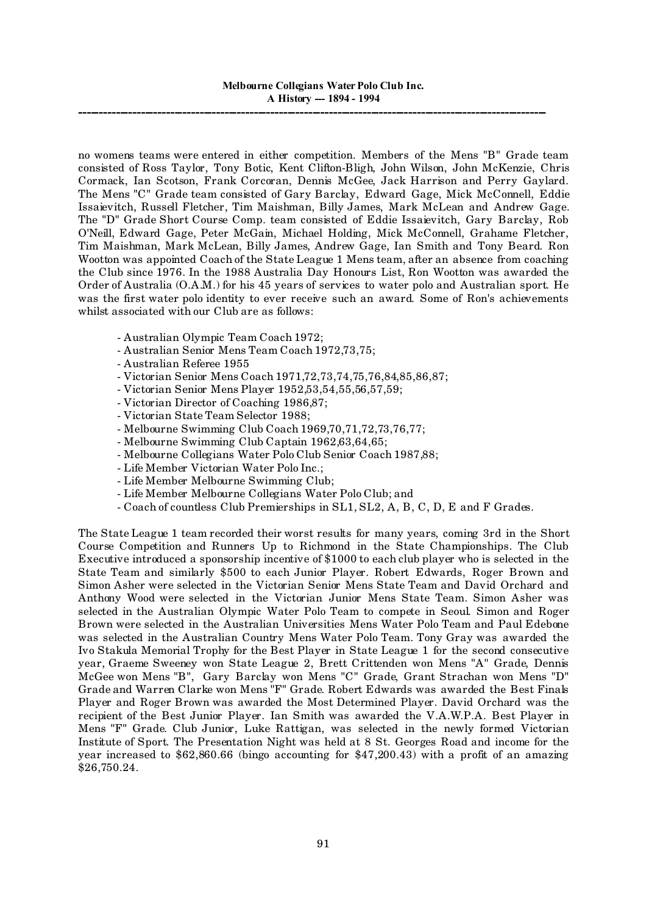no womens teams were entered in either competition. Members of the Mens "B" Grade team consisted of Ross Taylor, Tony Botic, Kent Clifton-Bligh, John Wilson, John McKenzie, Chris Cormack, Ian Scotson, Frank Corcoran, Dennis McGee, Jack Harrison and Perry Gaylard. The Mens "C" Grade team consisted of Gary Barclay, Edward Gage, Mick McConnell, Eddie Issaievitch, Russell Fletcher, Tim Maishman, Billy James, Mark McLean and Andrew Gage. The "D" Grade Short Course Comp. team consisted of Eddie Issaievitch, Gary Barclay, Rob O'Neill, Edward Gage, Peter McGain, Michael Holding, Mick McConnell, Grahame Fletcher, Tim Maishman, Mark McLean, Billy James, Andrew Gage, Ian Smith and Tony Beard. Ron Wootton was appointed Coach of the State League 1 Mens team, after an absence from coaching the Club since 1976. In the 1988 Australia Day Honours List, Ron Wootton was awarded the Order of Australia (O.A.M.) for his 45 years of services to water polo and Australian sport. He was the first water polo identity to ever receive such an award. Some of Ron's achievements whilst associated with our Club are as follows:

- Australian Olympic Team Coach 1972;
- Australian Senior Mens Team Coach 1972,73,75;
- Australian Referee 1955
- Victorian Senior Mens Coach 1971,72,73,74,75,76,84,85,86,87;
- Victorian Senior Mens Player 1952,53,54,55,56,57,59;
- Victorian Director of Coaching 1986,87;
- Victorian State Team Selector 1988;
- Melbourne Swimming Club Coach 1969,70,71,72,73,76,77;
- Melbourne Swimming Club Captain 1962,63,64,65;
- Melbourne Collegians Water Polo Club Senior Coach 1987,88;
- Life Member Victorian Water Polo Inc.;
- Life Member Melbourne Swimming Club;
- Life Member Melbourne Collegians Water Polo Club; and
- Coach of countless Club Premierships in SL1, SL2, A, B, C, D, E and F Grades.

The State League 1 team recorded their worst results for many years, coming 3rd in the Short Course Competition and Runners Up to Richmond in the State Championships. The Club Executive introduced a sponsorship incentive of $1000 to each club player who is selected in the State Team and similarly $500 to each Junior Player. Robert Edwards, Roger Brown and Simon Asher were selected in the Victorian Senior Mens State Team and David Orchard and Anthony Wood were selected in the Victorian Junior Mens State Team. Simon Asher was selected in the Australian Olympic Water Polo Team to compete in Seoul. Simon and Roger Brown were selected in the Australian Universities Mens Water Polo Team and Paul Edebone was selected in the Australian Country Mens Water Polo Team. Tony Gray was awarded the Ivo Stakula Memorial Trophy for the Best Player in State League 1 for the second consecutive year, Graeme Sweeney won State League 2, Brett Crittenden won Mens "A" Grade, Dennis McGee won Mens "B", Gary Barclay won Mens "C" Grade, Grant Strachan won Mens "D" Grade and Warren Clarke won Mens "F" Grade. Robert Edwards was awarded the Best Finals Player and Roger Brown was awarded the Most Determined Player. David Orchard was the recipient of the Best Junior Player. Ian Smith was awarded the V.A.W.P.A. Best Player in Mens "F" Grade. Club Junior, Luke Rattigan, was selected in the newly formed Victorian Institute of Sport. The Presentation Night was held at 8 St. Georges Road and income for the year increased to $62,860.66 (bingo accounting for $47,200.43) with a profit of an amazing $26,750.24.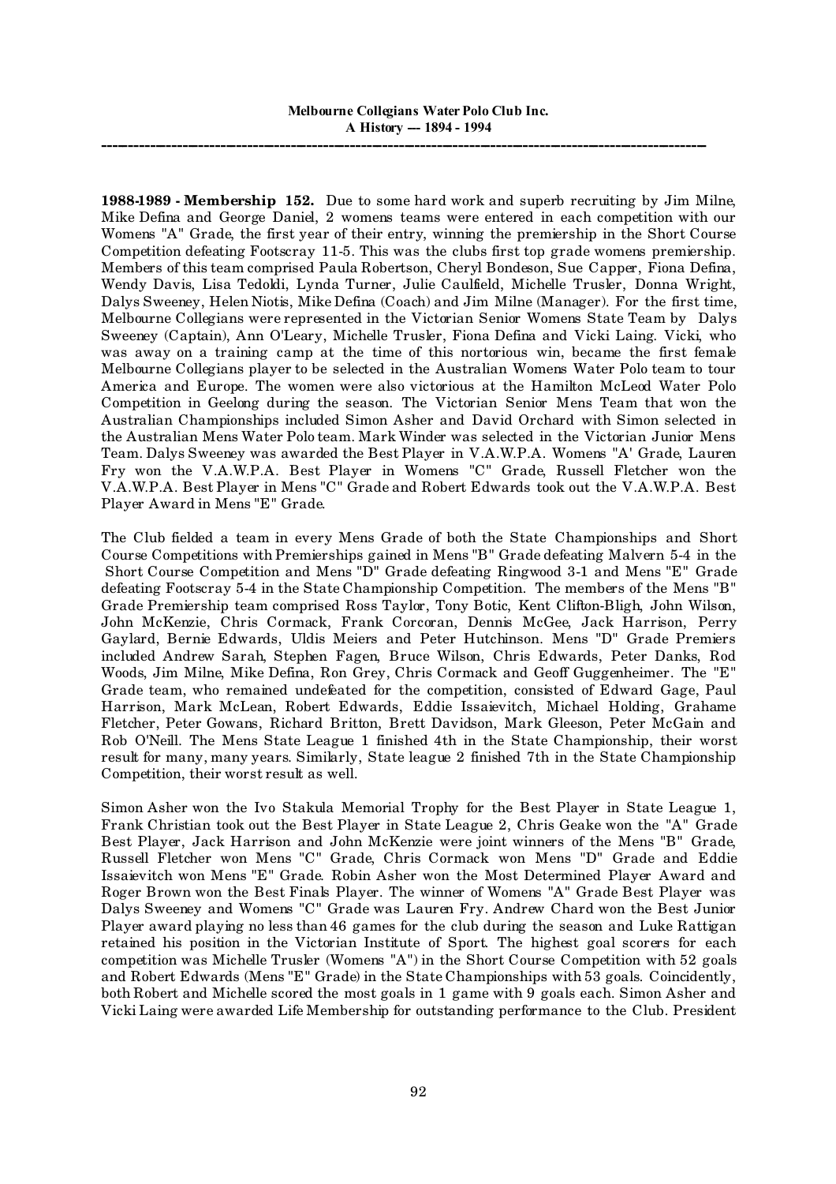**1988-1989 - Membership 152.** Due to some hard work and superb recruiting by Jim Milne, Mike Defina and George Daniel, 2 womens teams were entered in each competition with our Womens "A" Grade, the first year of their entry, winning the premiership in the Short Course Competition defeating Footscray 11-5. This was the clubs first top grade womens premiership. Members of this team comprised Paula Robertson, Cheryl Bondeson, Sue Capper, Fiona Defina, Wendy Davis, Lisa Tedoldi, Lynda Turner, Julie Caulfield, Michelle Trusler, Donna Wright, Dalys Sweeney, Helen Niotis, Mike Defina (Coach) and Jim Milne (Manager). For the first time, Melbourne Collegians were represented in the Victorian Senior Womens State Team by Dalys Sweeney (Captain), Ann O'Leary, Michelle Trusler, Fiona Defina and Vicki Laing. Vicki, who was away on a training camp at the time of this nortorious win, became the first female Melbourne Collegians player to be selected in the Australian Womens Water Polo team to tour America and Europe. The women were also victorious at the Hamilton McLeod Water Polo Competition in Geelong during the season. The Victorian Senior Mens Team that won the Australian Championships included Simon Asher and David Orchard with Simon selected in the Australian Mens Water Polo team. Mark Winder was selected in the Victorian Junior Mens Team. Dalys Sweeney was awarded the Best Player in V.A.W.P.A. Womens "A' Grade, Lauren Fry won the V.A.W.P.A. Best Player in Womens "C" Grade, Russell Fletcher won the V.A.W.P.A. Best Player in Mens "C" Grade and Robert Edwards took out the V.A.W.P.A. Best Player Award in Mens "E" Grade.

The Club fielded a team in every Mens Grade of both the State Championships and Short Course Competitions with Premierships gained in Mens "B" Grade defeating Malvern 5-4 in the Short Course Competition and Mens "D" Grade defeating Ringwood 3-1 and Mens "E" Grade defeating Footscray 5-4 in the State Championship Competition. The members of the Mens "B" Grade Premiership team comprised Ross Taylor, Tony Botic, Kent Clifton-Bligh, John Wilson, John McKenzie, Chris Cormack, Frank Corcoran, Dennis McGee, Jack Harrison, Perry Gaylard, Bernie Edwards, Uldis Meiers and Peter Hutchinson. Mens "D" Grade Premiers included Andrew Sarah, Stephen Fagen, Bruce Wilson, Chris Edwards, Peter Danks, Rod Woods, Jim Milne, Mike Defina, Ron Grey, Chris Cormack and Geoff Guggenheimer. The "E" Grade team, who remained undefeated for the competition, consisted of Edward Gage, Paul Harrison, Mark McLean, Robert Edwards, Eddie Issaievitch, Michael Holding, Grahame Fletcher, Peter Gowans, Richard Britton, Brett Davidson, Mark Gleeson, Peter McGain and Rob O'Neill. The Mens State League 1 finished 4th in the State Championship, their worst result for many, many years. Similarly, State league 2 finished 7th in the State Championship Competition, their worst result as well.

Simon Asher won the Ivo Stakula Memorial Trophy for the Best Player in State League 1, Frank Christian took out the Best Player in State League 2, Chris Geake won the "A" Grade Best Player, Jack Harrison and John McKenzie were joint winners of the Mens "B" Grade, Russell Fletcher won Mens "C" Grade, Chris Cormack won Mens "D" Grade and Eddie Issaievitch won Mens "E" Grade. Robin Asher won the Most Determined Player Award and Roger Brown won the Best Finals Player. The winner of Womens "A" Grade Best Player was Dalys Sweeney and Womens "C" Grade was Lauren Fry. Andrew Chard won the Best Junior Player award playing no less than 46 games for the club during the season and Luke Rattigan retained his position in the Victorian Institute of Sport. The highest goal scorers for each competition was Michelle Trusler (Womens "A") in the Short Course Competition with 52 goals and Robert Edwards (Mens "E" Grade) in the State Championships with 53 goals. Coincidently, both Robert and Michelle scored the most goals in 1 game with 9 goals each. Simon Asher and Vicki Laing were awarded Life Membership for outstanding performance to the Club. President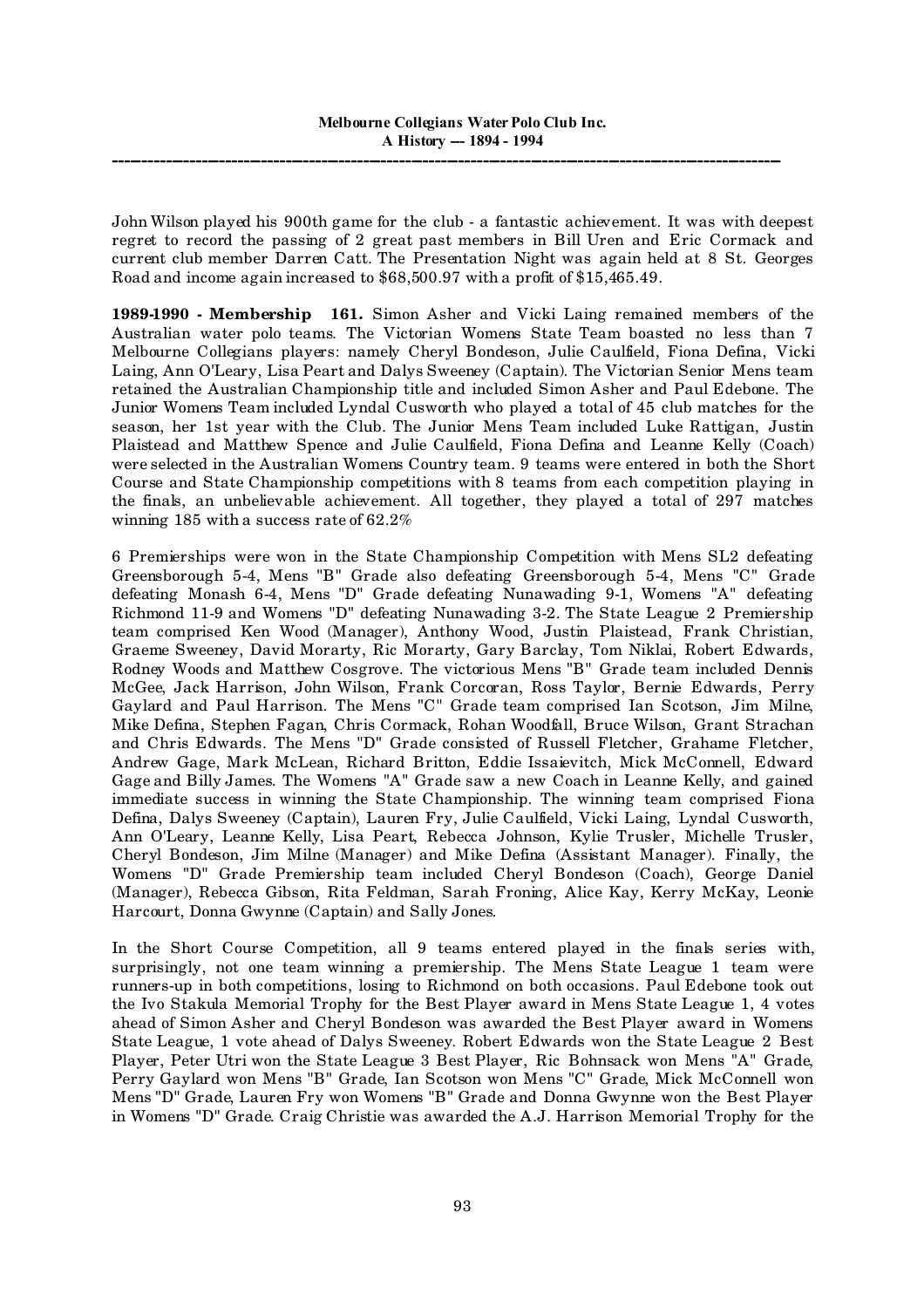John Wilson played his 900th game for the club - a fantastic achievement. It was with deepest regret to record the passing of 2 great past members in Bill Uren and Eric Cormack and current club member Darren Catt. The Presentation Night was again held at 8 St. Georges Road and income again increased to $68,500.97 with a profit of $15,465.49.

**1989-1990 - Membership 161.** Simon Asher and Vicki Laing remained members of the Australian water polo teams. The Victorian Womens State Team boasted no less than 7 Melbourne Collegians players: namely Cheryl Bondeson, Julie Caulfield, Fiona Defina, Vicki Laing, Ann O'Leary, Lisa Peart and Dalys Sweeney (Captain). The Victorian Senior Mens team retained the Australian Championship title and included Simon Asher and Paul Edebone. The Junior Womens Team included Lyndal Cusworth who played a total of 45 club matches for the season, her 1st year with the Club. The Junior Mens Team included Luke Rattigan, Justin Plaistead and Matthew Spence and Julie Caulfield, Fiona Defina and Leanne Kelly (Coach) were selected in the Australian Womens Country team. 9 teams were entered in both the Short Course and State Championship competitions with 8 teams from each competition playing in the finals, an unbelievable achievement. All together, they played a total of 297 matches winning 185 with a success rate of 62.2%

6 Premierships were won in the State Championship Competition with Mens SL2 defeating Greensborough 5-4, Mens "B" Grade also defeating Greensborough 5-4, Mens "C" Grade defeating Monash 6-4, Mens "D" Grade defeating Nunawading 9-1, Womens "A" defeating Richmond 11-9 and Womens "D" defeating Nunawading 3-2. The State League 2 Premiership team comprised Ken Wood (Manager), Anthony Wood, Justin Plaistead, Frank Christian, Graeme Sweeney, David Morarty, Ric Morarty, Gary Barclay, Tom Niklai, Robert Edwards, Rodney Woods and Matthew Cosgrove. The victorious Mens "B" Grade team included Dennis McGee, Jack Harrison, John Wilson, Frank Corcoran, Ross Taylor, Bernie Edwards, Perry Gaylard and Paul Harrison. The Mens "C" Grade team comprised Ian Scotson, Jim Milne, Mike Defina, Stephen Fagan, Chris Cormack, Rohan Woodfall, Bruce Wilson, Grant Strachan and Chris Edwards. The Mens "D" Grade consisted of Russell Fletcher, Grahame Fletcher, Andrew Gage, Mark McLean, Richard Britton, Eddie Issaievitch, Mick McConnell, Edward Gage and Billy James. The Womens "A" Grade saw a new Coach in Leanne Kelly, and gained immediate success in winning the State Championship. The winning team comprised Fiona Defina, Dalys Sweeney (Captain), Lauren Fry, Julie Caulfield, Vicki Laing, Lyndal Cusworth, Ann O'Leary, Leanne Kelly, Lisa Peart, Rebecca Johnson, Kylie Trusler, Michelle Trusler, Cheryl Bondeson, Jim Milne (Manager) and Mike Defina (Assistant Manager). Finally, the Womens "D" Grade Premiership team included Cheryl Bondeson (Coach), George Daniel (Manager), Rebecca Gibson, Rita Feldman, Sarah Froning, Alice Kay, Kerry McKay, Leonie Harcourt, Donna Gwynne (Captain) and Sally Jones.

In the Short Course Competition, all 9 teams entered played in the finals series with, surprisingly, not one team winning a premiership. The Mens State League 1 team were runners-up in both competitions, losing to Richmond on both occasions. Paul Edebone took out the Ivo Stakula Memorial Trophy for the Best Player award in Mens State League 1, 4 votes ahead of Simon Asher and Cheryl Bondeson was awarded the Best Player award in Womens State League, 1 vote ahead of Dalys Sweeney. Robert Edwards won the State League 2 Best Player, Peter Utri won the State League 3 Best Player, Ric Bohnsack won Mens "A" Grade, Perry Gaylard won Mens "B" Grade, Ian Scotson won Mens "C" Grade, Mick McConnell won Mens "D" Grade, Lauren Fry won Womens "B" Grade and Donna Gwynne won the Best Player in Womens "D" Grade. Craig Christie was awarded the A.J. Harrison Memorial Trophy for the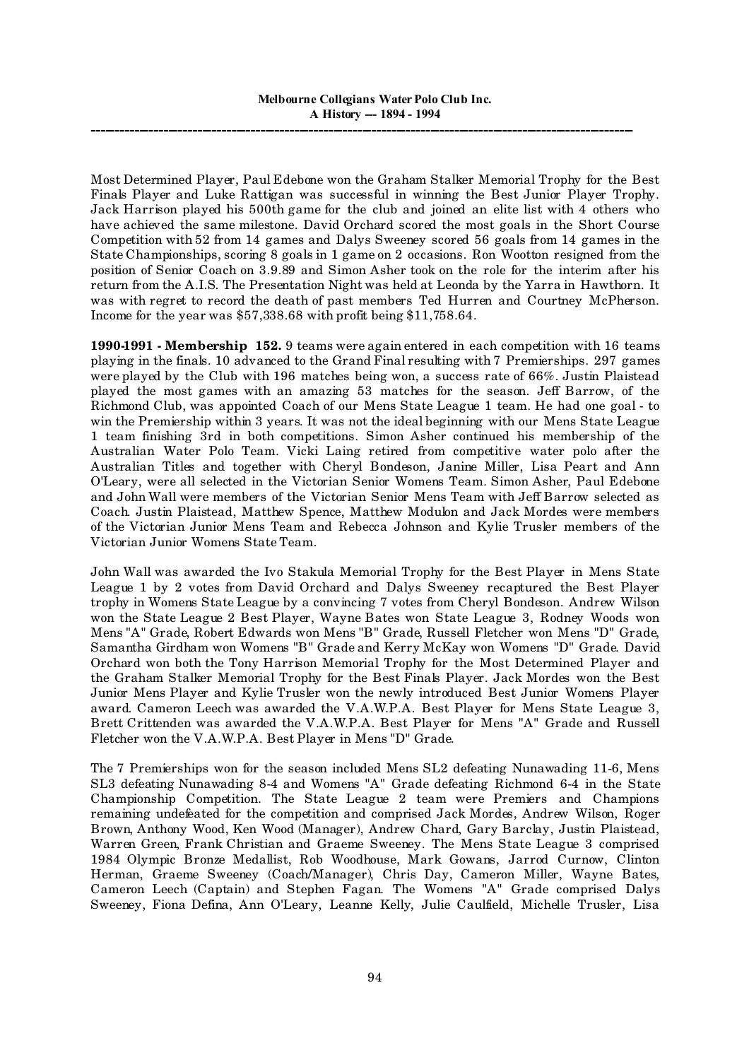Most Determined Player, Paul Edebone won the Graham Stalker Memorial Trophy for the Best Finals Player and Luke Rattigan was successful in winning the Best Junior Player Trophy. Jack Harrison played his 500th game for the club and joined an elite list with 4 others who have achieved the same milestone. David Orchard scored the most goals in the Short Course Competition with 52 from 14 games and Dalys Sweeney scored 56 goals from 14 games in the State Championships, scoring 8 goals in 1 game on 2 occasions. Ron Wootton resigned from the position of Senior Coach on 3.9.89 and Simon Asher took on the role for the interim after his return from the A.I.S. The Presentation Night was held at Leonda by the Yarra in Hawthorn. It was with regret to record the death of past members Ted Hurren and Courtney McPherson. Income for the year was $57,338.68 with profit being $11,758.64.

**1990-1991 - Membership 152.** 9 teams were again entered in each competition with 16 teams playing in the finals. 10 advanced to the Grand Final resulting with 7 Premierships. 297 games were played by the Club with 196 matches being won, a success rate of 66%. Justin Plaistead played the most games with an amazing 53 matches for the season. Jeff Barrow, of the Richmond Club, was appointed Coach of our Mens State League 1 team. He had one goal - to win the Premiership within 3 years. It was not the ideal beginning with our Mens State League 1 team finishing 3rd in both competitions. Simon Asher continued his membership of the Australian Water Polo Team. Vicki Laing retired from competitive water polo after the Australian Titles and together with Cheryl Bondeson, Janine Miller, Lisa Peart and Ann O'Leary, were all selected in the Victorian Senior Womens Team. Simon Asher, Paul Edebone and John Wall were members of the Victorian Senior Mens Team with Jeff Barrow selected as Coach. Justin Plaistead, Matthew Spence, Matthew Modulon and Jack Mordes were members of the Victorian Junior Mens Team and Rebecca Johnson and Kylie Trusler members of the Victorian Junior Womens State Team.

John Wall was awarded the Ivo Stakula Memorial Trophy for the Best Player in Mens State League 1 by 2 votes from David Orchard and Dalys Sweeney recaptured the Best Player trophy in Womens State League by a convincing 7 votes from Cheryl Bondeson. Andrew Wilson won the State League 2 Best Player, Wayne Bates won State League 3, Rodney Woods won Mens "A" Grade, Robert Edwards won Mens "B" Grade, Russell Fletcher won Mens "D" Grade, Samantha Girdham won Womens "B" Grade and Kerry McKay won Womens "D" Grade. David Orchard won both the Tony Harrison Memorial Trophy for the Most Determined Player and the Graham Stalker Memorial Trophy for the Best Finals Player. Jack Mordes won the Best Junior Mens Player and Kylie Trusler won the newly introduced Best Junior Womens Player award. Cameron Leech was awarded the V.A.W.P.A. Best Player for Mens State League 3, Brett Crittenden was awarded the V.A.W.P.A. Best Player for Mens "A" Grade and Russell Fletcher won the V.A.W.P.A. Best Player in Mens "D" Grade.

The 7 Premierships won for the season included Mens SL2 defeating Nunawading 11-6, Mens SL3 defeating Nunawading 8-4 and Womens "A" Grade defeating Richmond 6-4 in the State Championship Competition. The State League 2 team were Premiers and Champions remaining undefeated for the competition and comprised Jack Mordes, Andrew Wilson, Roger Brown, Anthony Wood, Ken Wood (Manager), Andrew Chard, Gary Barclay, Justin Plaistead, Warren Green, Frank Christian and Graeme Sweeney. The Mens State League 3 comprised 1984 Olympic Bronze Medallist, Rob Woodhouse, Mark Gowans, Jarrod Curnow, Clinton Herman, Graeme Sweeney (Coach/Manager), Chris Day, Cameron Miller, Wayne Bates, Cameron Leech (Captain) and Stephen Fagan. The Womens "A" Grade comprised Dalys Sweeney, Fiona Defina, Ann O'Leary, Leanne Kelly, Julie Caulfield, Michelle Trusler, Lisa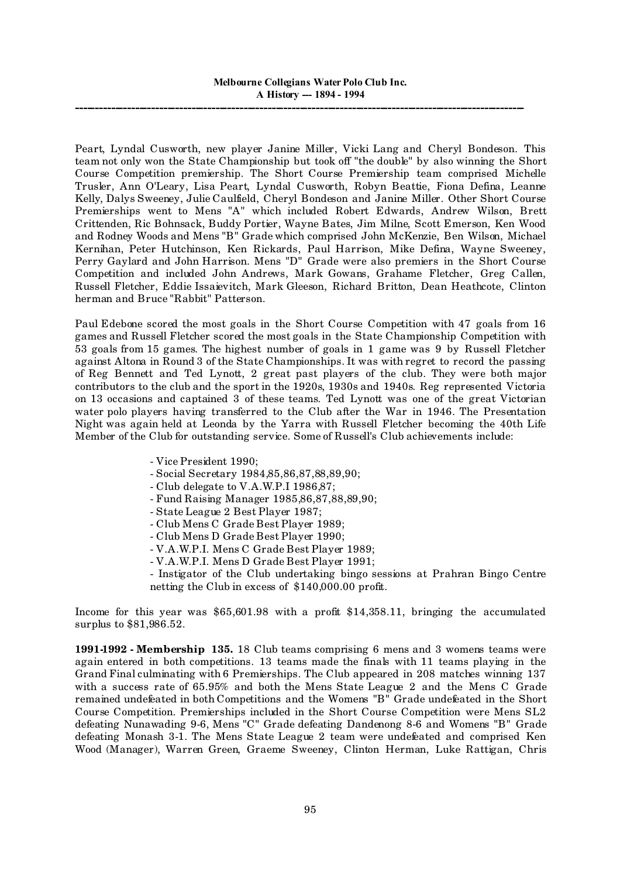Peart, Lyndal Cusworth, new player Janine Miller, Vicki Lang and Cheryl Bondeson. This team not only won the State Championship but took off "the double" by also winning the Short Course Competition premiership. The Short Course Premiership team comprised Michelle Trusler, Ann O'Leary, Lisa Peart, Lyndal Cusworth, Robyn Beattie, Fiona Defina, Leanne Kelly, Dalys Sweeney, Julie Caulfield, Cheryl Bondeson and Janine Miller. Other Short Course Premierships went to Mens "A" which included Robert Edwards, Andrew Wilson, Brett Crittenden, Ric Bohnsack, Buddy Portier, Wayne Bates, Jim Milne, Scott Emerson, Ken Wood and Rodney Woods and Mens "B" Grade which comprised John McKenzie, Ben Wilson, Michael Kernihan, Peter Hutchinson, Ken Rickards, Paul Harrison, Mike Defina, Wayne Sweeney, Perry Gaylard and John Harrison. Mens "D" Grade were also premiers in the Short Course Competition and included John Andrews, Mark Gowans, Grahame Fletcher, Greg Callen, Russell Fletcher, Eddie Issaievitch, Mark Gleeson, Richard Britton, Dean Heathcote, Clinton herman and Bruce "Rabbit" Patterson.

Paul Edebone scored the most goals in the Short Course Competition with 47 goals from 16 games and Russell Fletcher scored the most goals in the State Championship Competition with 53 goals from 15 games. The highest number of goals in 1 game was 9 by Russell Fletcher against Altona in Round 3 of the State Championships. It was with regret to record the passing of Reg Bennett and Ted Lynott, 2 great past players of the club. They were both major contributors to the club and the sport in the 1920s, 1930s and 1940s. Reg represented Victoria on 13 occasions and captained 3 of these teams. Ted Lynott was one of the great Victorian water polo players having transferred to the Club after the War in 1946. The Presentation Night was again held at Leonda by the Yarra with Russell Fletcher becoming the 40th Life Member of the Club for outstanding service. Some of Russell's Club achievements include:

- Vice President 1990;
- Social Secretary 1984,85,86,87,88,89,90;
- Club delegate to V.A.W.P.I 1986,87;
- Fund Raising Manager 1985,86,87,88,89,90;
- State League 2 Best Player 1987;
- Club Mens C Grade Best Player 1989;
- Club Mens D Grade Best Player 1990;
- V.A.W.P.I. Mens C Grade Best Player 1989;
- V.A.W.P.I. Mens D Grade Best Player 1991;
- Instigator of the Club undertaking bingo sessions at Prahran Bingo Centre netting the Club in excess of $140,000.00 profit.

Income for this year was $65,601.98 with a profit $14,358.11, bringing the accumulated surplus to $81,986.52.

**1991-1992 - Membership 135.** 18 Club teams comprising 6 mens and 3 womens teams were again entered in both competitions. 13 teams made the finals with 11 teams playing in the Grand Final culminating with 6 Premierships. The Club appeared in 208 matches winning 137 with a success rate of 65.95% and both the Mens State League 2 and the Mens C Grade remained undefeated in both Competitions and the Womens "B" Grade undefeated in the Short Course Competition. Premierships included in the Short Course Competition were Mens SL2 defeating Nunawading 9-6, Mens "C" Grade defeating Dandenong 8-6 and Womens "B" Grade defeating Monash 3-1. The Mens State League 2 team were undefeated and comprised Ken Wood (Manager), Warren Green, Graeme Sweeney, Clinton Herman, Luke Rattigan, Chris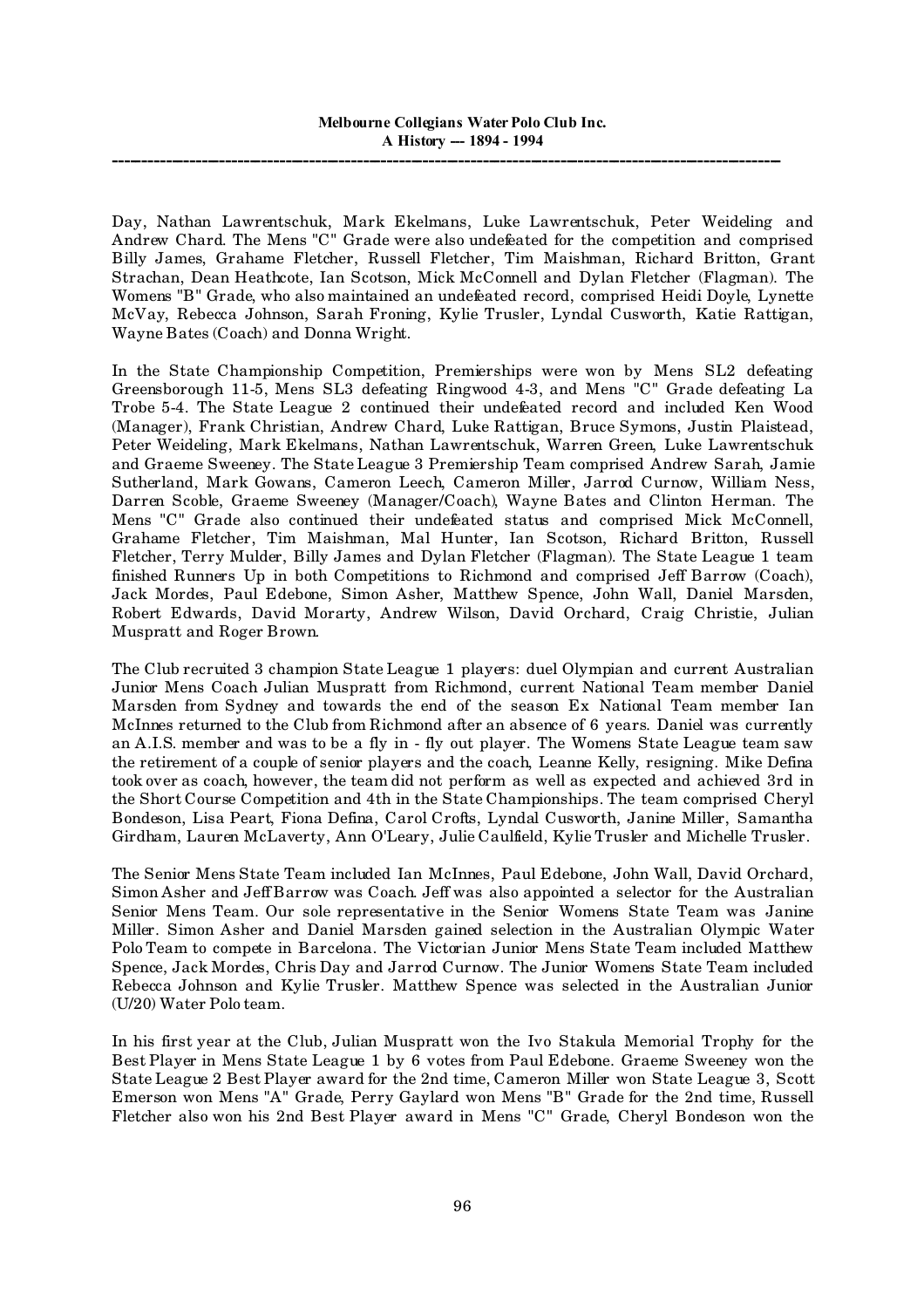Day, Nathan Lawrentschuk, Mark Ekelmans, Luke Lawrentschuk, Peter Weideling and Andrew Chard. The Mens "C" Grade were also undefeated for the competition and comprised Billy James, Grahame Fletcher, Russell Fletcher, Tim Maishman, Richard Britton, Grant Strachan, Dean Heathcote, Ian Scotson, Mick McConnell and Dylan Fletcher (Flagman). The Womens "B" Grade, who also maintained an undefeated record, comprised Heidi Doyle, Lynette McVay, Rebecca Johnson, Sarah Froning, Kylie Trusler, Lyndal Cusworth, Katie Rattigan, Wayne Bates (Coach) and Donna Wright.

In the State Championship Competition, Premierships were won by Mens SL2 defeating Greensborough 11-5, Mens SL3 defeating Ringwood 4-3, and Mens "C" Grade defeating La Trobe 5-4. The State League 2 continued their undefeated record and included Ken Wood (Manager), Frank Christian, Andrew Chard, Luke Rattigan, Bruce Symons, Justin Plaistead, Peter Weideling, Mark Ekelmans, Nathan Lawrentschuk, Warren Green, Luke Lawrentschuk and Graeme Sweeney. The State League 3 Premiership Team comprised Andrew Sarah, Jamie Sutherland, Mark Gowans, Cameron Leech, Cameron Miller, Jarrod Curnow, William Ness, Darren Scoble, Graeme Sweeney (Manager/Coach), Wayne Bates and Clinton Herman. The Mens "C" Grade also continued their undefeated status and comprised Mick McConnell, Grahame Fletcher, Tim Maishman, Mal Hunter, Ian Scotson, Richard Britton, Russell Fletcher, Terry Mulder, Billy James and Dylan Fletcher (Flagman). The State League 1 team finished Runners Up in both Competitions to Richmond and comprised Jeff Barrow (Coach), Jack Mordes, Paul Edebone, Simon Asher, Matthew Spence, John Wall, Daniel Marsden, Robert Edwards, David Morarty, Andrew Wilson, David Orchard, Craig Christie, Julian Muspratt and Roger Brown.

The Club recruited 3 champion State League 1 players: duel Olympian and current Australian Junior Mens Coach Julian Muspratt from Richmond, current National Team member Daniel Marsden from Sydney and towards the end of the season Ex National Team member Ian McInnes returned to the Club from Richmond after an absence of 6 years. Daniel was currently an A.I.S. member and was to be a fly in - fly out player. The Womens State League team saw the retirement of a couple of senior players and the coach, Leanne Kelly, resigning. Mike Defina took over as coach, however, the team did not perform as well as expected and achieved 3rd in the Short Course Competition and 4th in the State Championships. The team comprised Cheryl Bondeson, Lisa Peart, Fiona Defina, Carol Crofts, Lyndal Cusworth, Janine Miller, Samantha Girdham, Lauren McLaverty, Ann O'Leary, Julie Caulfield, Kylie Trusler and Michelle Trusler.

The Senior Mens State Team included Ian McInnes, Paul Edebone, John Wall, David Orchard, Simon Asher and Jeff Barrow was Coach. Jeff was also appointed a selector for the Australian Senior Mens Team. Our sole representative in the Senior Womens State Team was Janine Miller. Simon Asher and Daniel Marsden gained selection in the Australian Olympic Water Polo Team to compete in Barcelona. The Victorian Junior Mens State Team included Matthew Spence, Jack Mordes, Chris Day and Jarrod Curnow. The Junior Womens State Team included Rebecca Johnson and Kylie Trusler. Matthew Spence was selected in the Australian Junior (U/20) Water Polo team.

In his first year at the Club, Julian Muspratt won the Ivo Stakula Memorial Trophy for the Best Player in Mens State League 1 by 6 votes from Paul Edebone. Graeme Sweeney won the State League 2 Best Player award for the 2nd time, Cameron Miller won State League 3, Scott Emerson won Mens "A" Grade, Perry Gaylard won Mens "B" Grade for the 2nd time, Russell Fletcher also won his 2nd Best Player award in Mens "C" Grade, Cheryl Bondeson won the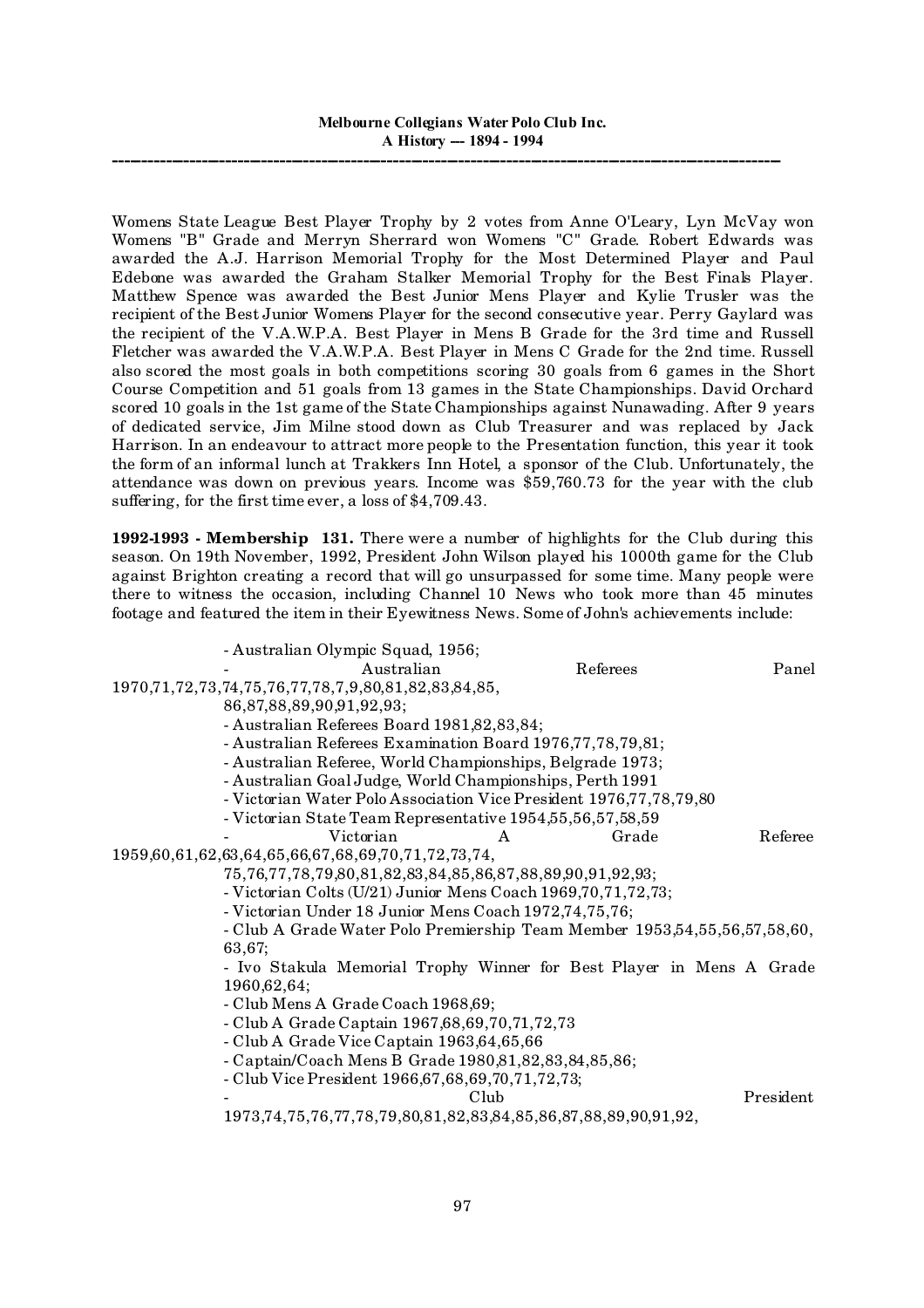Womens State League Best Player Trophy by 2 votes from Anne O'Leary, Lyn McVay won Womens "B" Grade and Merryn Sherrard won Womens "C" Grade. Robert Edwards was awarded the A.J. Harrison Memorial Trophy for the Most Determined Player and Paul Edebone was awarded the Graham Stalker Memorial Trophy for the Best Finals Player. Matthew Spence was awarded the Best Junior Mens Player and Kylie Trusler was the recipient of the Best Junior Womens Player for the second consecutive year. Perry Gaylard was the recipient of the V.A.W.P.A. Best Player in Mens B Grade for the 3rd time and Russell Fletcher was awarded the V.A.W.P.A. Best Player in Mens C Grade for the 2nd time. Russell also scored the most goals in both competitions scoring 30 goals from 6 games in the Short Course Competition and 51 goals from 13 games in the State Championships. David Orchard scored 10 goals in the 1st game of the State Championships against Nunawading. After 9 years of dedicated service, Jim Milne stood down as Club Treasurer and was replaced by Jack Harrison. In an endeavour to attract more people to the Presentation function, this year it took the form of an informal lunch at Trakkers Inn Hotel, a sponsor of the Club. Unfortunately, the attendance was down on previous years. Income was $59,760.73 for the year with the club suffering, for the first time ever, a loss of $4,709.43.

**1992-1993 - Membership 131.** There were a number of highlights for the Club during this season. On 19th November, 1992, President John Wilson played his 1000th game for the Club against Brighton creating a record that will go unsurpassed for some time. Many people were there to witness the occasion, including Channel 10 News who took more than 45 minutes footage and featured the item in their Eyewitness News. Some of John's achievements include:

- Australian Olympic Squad, 1956;
- Australian Referees Panel 1970,71,72,73,74,75,76,77,78,7,9,80,81,82,83,84,85, 86,87,88,89,90,91,92,93;
- Australian Referees Board 1981,82,83,84;
- Australian Referees Examination Board 1976,77,78,79,81;
- Australian Referee, World Championships, Belgrade 1973;
- Australian Goal Judge, World Championships, Perth 1991
- Victorian Water Polo Association Vice President 1976,77,78,79,80
- Victorian State Team Representative 1954,55,56,57,58,59
- Victorian A Grade Referee 1959,60,61,62,63,64,65,66,67,68,69,70,71,72,73,74, 75,76,77,78,79,80,81,82,83,84,85,86,87,88,89,90,91,92,93;
- Victorian Colts (U/21) Junior Mens Coach 1969,70,71,72,73;
- Victorian Under 18 Junior Mens Coach 1972,74,75,76;
- Club A Grade Water Polo Premiership Team Member 1953,54,55,56,57,58,60, 63,67;
- Ivo Stakula Memorial Trophy Winner for Best Player in Mens A Grade 1960,62,64;
- Club Mens A Grade Coach 1968,69;
- Club A Grade Captain 1967,68,69,70,71,72,73
- Club A Grade Vice Captain 1963,64,65,66
- Captain/Coach Mens B Grade 1980,81,82,83,84,85,86;
- Club Vice President 1966,67,68,69,70,71,72,73;
- Club President 1973,74,75,76,77,78,79,80,81,82,83,84,85,86,87,88,89,90,91,92,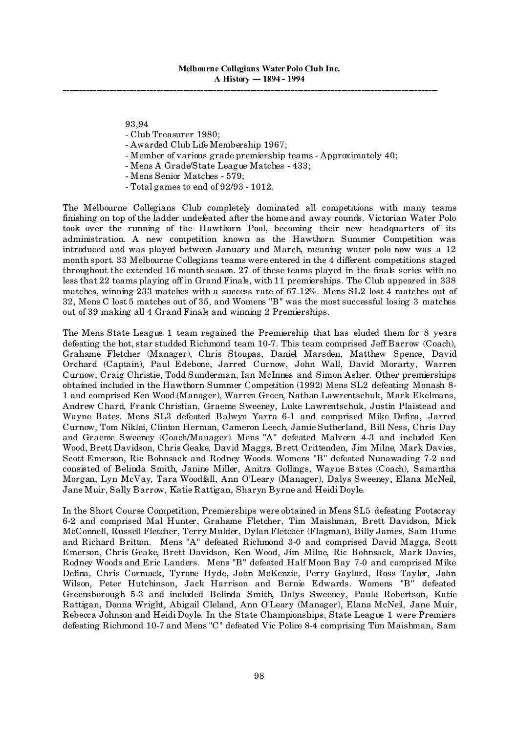93,94

- Club Treasurer 1980;
- Awarded Club Life Membership 1967;
- Member of various grade premiership teams - Approximately 40;
- Mens A Grade/State League Matches - 433;
- Mens Senior Matches - 579;
- Total games to end of 92/93 - 1012.

The Melbourne Collegians Club completely dominated all competitions with many teams finishing on top of the ladder undefeated after the home and away rounds. Victorian Water Polo took over the running of the Hawthorn Pool, becoming their new headquarters of its administration. A new competition known as the Hawthorn Summer Competition was introduced and was played between January and March, meaning water polo now was a 12 month sport. 33 Melbourne Collegians teams were entered in the 4 different competitions staged throughout the extended 16 month season. 27 of these teams played in the finals series with no less that 22 teams playing off in Grand Finals, with 11 premierships. The Club appeared in 338 matches, winning 233 matches with a success rate of 67.12%. Mens SL2 lost 4 matches out of 32, Mens C lost 5 matches out of 35, and Womens "B" was the most successful losing 3 matches out of 39 making all 4 Grand Finals and winning 2 Premierships.

The Mens State League 1 team regained the Premiership that has eluded them for 8 years defeating the hot, star studded Richmond team 10-7. This team comprised Jeff Barrow (Coach), Grahame Fletcher (Manager), Chris Stoupas, Daniel Marsden, Matthew Spence, David Orchard (Captain), Paul Edebone, Jarred Curnow, John Wall, David Morarty, Warren Curnow, Craig Christie, Todd Sunderman, Ian McInnes and Simon Asher. Other premierships obtained included in the Hawthorn Summer Competition (1992) Mens SL2 defeating Monash 8-1 and comprised Ken Wood (Manager), Warren Green, Nathan Lawrentschuk, Mark Ekelmans, Andrew Chard, Frank Christian, Graeme Sweeney, Luke Lawrentschuk, Justin Plaistead and Wayne Bates. Mens SL3 defeated Balwyn Yarra 6-1 and comprised Mike Defina, Jarred Curnow, Tom Niklai, Clinton Herman, Cameron Leech, Jamie Sutherland, Bill Ness, Chris Day and Graeme Sweeney (Coach/Manager). Mens "A" defeated Malvern 4-3 and included Ken Wood, Brett Davidson, Chris Geake, David Maggs, Brett Crittenden, Jim Milne, Mark Davies, Scott Emerson, Ric Bohnsack and Rodney Woods. Womens "B" defeated Nunawading 7-2 and consisted of Belinda Smith, Janine Miller, Anitra Gollings, Wayne Bates (Coach), Samantha Morgan, Lyn McVay, Tara Woodfall, Ann O'Leary (Manager), Dalys Sweeney, Elana McNeil, Jane Muir, Sally Barrow, Katie Rattigan, Sharyn Byrne and Heidi Doyle.

In the Short Course Competition, Premierships were obtained in Mens SL5 defeating Footscray 6-2 and comprised Mal Hunter, Grahame Fletcher, Tim Maishman, Brett Davidson, Mick McConnell, Russell Fletcher, Terry Mulder, Dylan Fletcher (Flagman), Billy James, Sam Hume and Richard Britton. Mens "A" defeated Richmond 3-0 and comprised David Maggs, Scott Emerson, Chris Geake, Brett Davidson, Ken Wood, Jim Milne, Ric Bohnsack, Mark Davies, Rodney Woods and Eric Landers. Mens "B" defeated Half Moon Bay 7-0 and comprised Mike Defina, Chris Cormack, Tyrone Hyde, John McKenzie, Perry Gaylard, Ross Taylor, John Wilson, Peter Hutchinson, Jack Harrison and Bernie Edwards. Womens "B" defeated Greensborough 5-3 and included Belinda Smith, Dalys Sweeney, Paula Robertson, Katie Rattigan, Donna Wright, Abigail Cleland, Ann O'Leary (Manager), Elana McNeil, Jane Muir, Rebecca Johnson and Heidi Doyle. In the State Championships, State League 1 were Premiers defeating Richmond 10-7 and Mens "C" defeated Vic Police 8-4 comprising Tim Maishman, Sam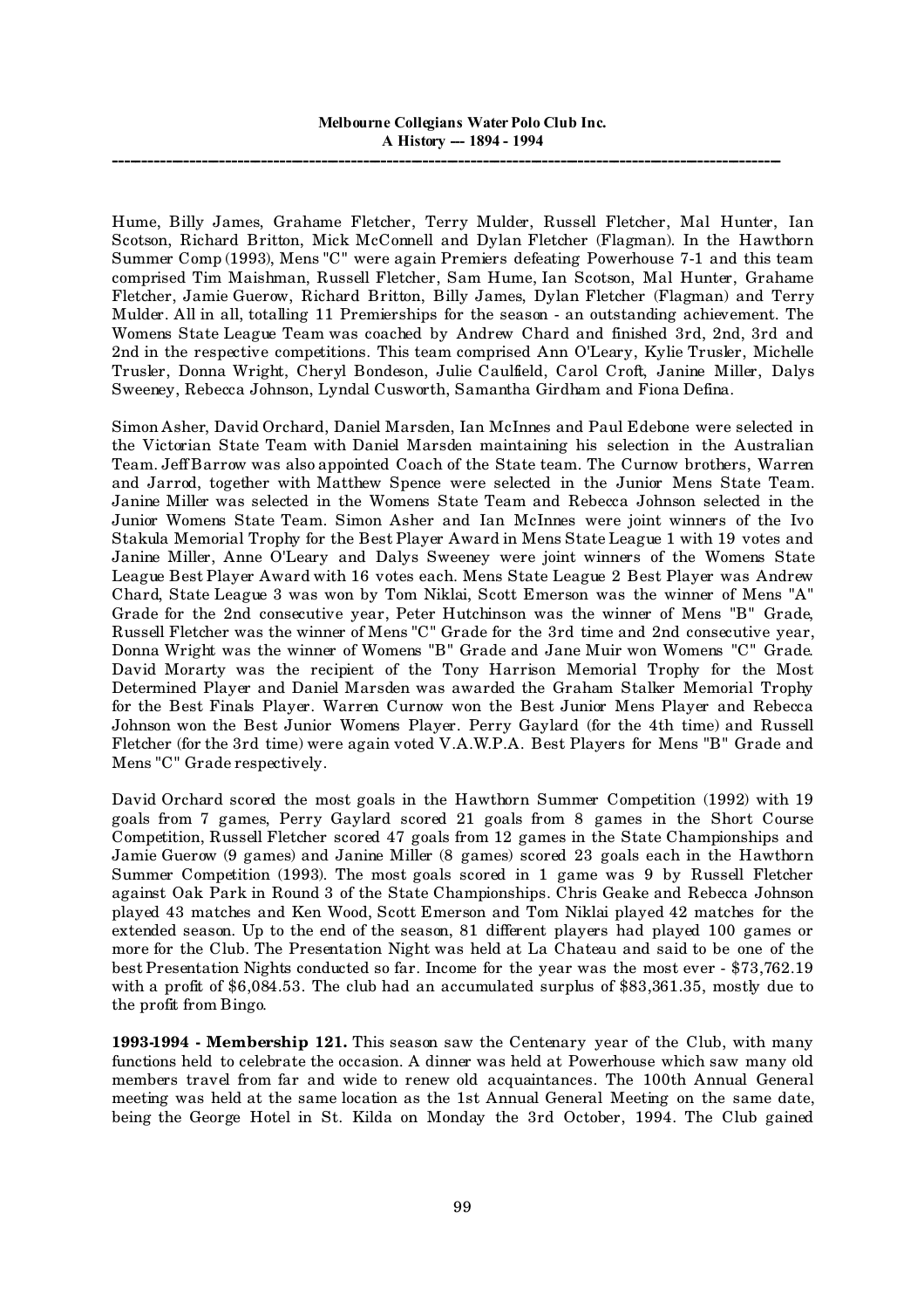Hume, Billy James, Grahame Fletcher, Terry Mulder, Russell Fletcher, Mal Hunter, Ian Scotson, Richard Britton, Mick McConnell and Dylan Fletcher (Flagman). In the Hawthorn Summer Comp (1993), Mens "C" were again Premiers defeating Powerhouse 7-1 and this team comprised Tim Maishman, Russell Fletcher, Sam Hume, Ian Scotson, Mal Hunter, Grahame Fletcher, Jamie Guerow, Richard Britton, Billy James, Dylan Fletcher (Flagman) and Terry Mulder. All in all, totalling 11 Premierships for the season - an outstanding achievement. The Womens State League Team was coached by Andrew Chard and finished 3rd, 2nd, 3rd and 2nd in the respective competitions. This team comprised Ann O'Leary, Kylie Trusler, Michelle Trusler, Donna Wright, Cheryl Bondeson, Julie Caulfield, Carol Croft, Janine Miller, Dalys Sweeney, Rebecca Johnson, Lyndal Cusworth, Samantha Girdham and Fiona Defina.

Simon Asher, David Orchard, Daniel Marsden, Ian McInnes and Paul Edebone were selected in the Victorian State Team with Daniel Marsden maintaining his selection in the Australian Team. Jeff Barrow was also appointed Coach of the State team. The Curnow brothers, Warren and Jarrod, together with Matthew Spence were selected in the Junior Mens State Team. Janine Miller was selected in the Womens State Team and Rebecca Johnson selected in the Junior Womens State Team. Simon Asher and Ian McInnes were joint winners of the Ivo Stakula Memorial Trophy for the Best Player Award in Mens State League 1 with 19 votes and Janine Miller, Anne O'Leary and Dalys Sweeney were joint winners of the Womens State League Best Player Award with 16 votes each. Mens State League 2 Best Player was Andrew Chard, State League 3 was won by Tom Niklai, Scott Emerson was the winner of Mens "A" Grade for the 2nd consecutive year, Peter Hutchinson was the winner of Mens "B" Grade, Russell Fletcher was the winner of Mens "C" Grade for the 3rd time and 2nd consecutive year, Donna Wright was the winner of Womens "B" Grade and Jane Muir won Womens "C" Grade. David Morarty was the recipient of the Tony Harrison Memorial Trophy for the Most Determined Player and Daniel Marsden was awarded the Graham Stalker Memorial Trophy for the Best Finals Player. Warren Curnow won the Best Junior Mens Player and Rebecca Johnson won the Best Junior Womens Player. Perry Gaylard (for the 4th time) and Russell Fletcher (for the 3rd time) were again voted V.A.W.P.A. Best Players for Mens "B" Grade and Mens "C" Grade respectively.

David Orchard scored the most goals in the Hawthorn Summer Competition (1992) with 19 goals from 7 games, Perry Gaylard scored 21 goals from 8 games in the Short Course Competition, Russell Fletcher scored 47 goals from 12 games in the State Championships and Jamie Guerow (9 games) and Janine Miller (8 games) scored 23 goals each in the Hawthorn Summer Competition (1993). The most goals scored in 1 game was 9 by Russell Fletcher against Oak Park in Round 3 of the State Championships. Chris Geake and Rebecca Johnson played 43 matches and Ken Wood, Scott Emerson and Tom Niklai played 42 matches for the extended season. Up to the end of the season, 81 different players had played 100 games or more for the Club. The Presentation Night was held at La Chateau and said to be one of the best Presentation Nights conducted so far. Income for the year was the most ever - $73,762.19 with a profit of $6,084.53. The club had an accumulated surplus of $83,361.35, mostly due to the profit from Bingo.

**1993-1994 - Membership 121.** This season saw the Centenary year of the Club, with many functions held to celebrate the occasion. A dinner was held at Powerhouse which saw many old members travel from far and wide to renew old acquaintances. The 100th Annual General meeting was held at the same location as the 1st Annual General Meeting on the same date, being the George Hotel in St. Kilda on Monday the 3rd October, 1994. The Club gained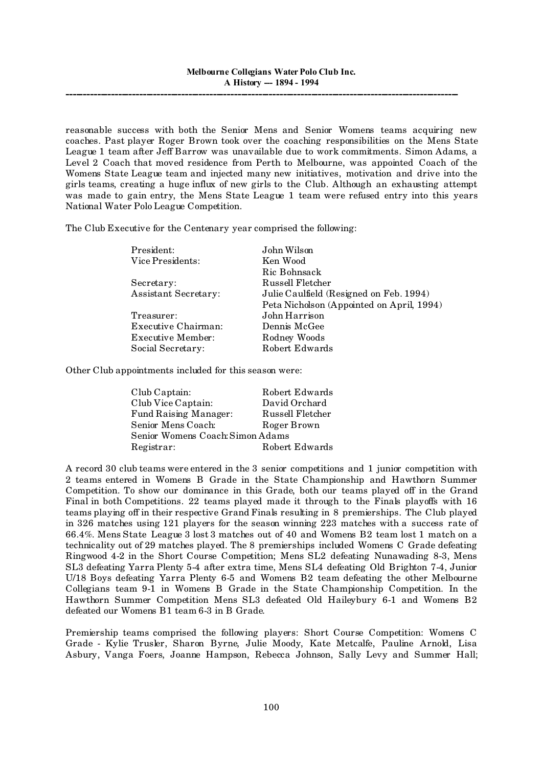reasonable success with both the Senior Mens and Senior Womens teams acquiring new coaches. Past player Roger Brown took over the coaching responsibilities on the Mens State League 1 team after Jeff Barrow was unavailable due to work commitments. Simon Adams, a Level 2 Coach that moved residence from Perth to Melbourne, was appointed Coach of the Womens State League team and injected many new initiatives, motivation and drive into the girls teams, creating a huge influx of new girls to the Club. Although an exhausting attempt was made to gain entry, the Mens State League 1 team were refused entry into this years National Water Polo League Competition.

The Club Executive for the Centenary year comprised the following:

| | |
|---|---|
| President: | John Wilson |
| Vice Presidents: | Ken Wood |
| | Ric Bohnsack |
| Secretary: | Russell Fletcher |
| Assistant Secretary: | Julie Caulfield (Resigned on Feb. 1994) |
| | Peta Nicholson (Appointed on April, 1994) |
| Treasurer: | John Harrison |
| Executive Chairman: | Dennis McGee |
| Executive Member: | Rodney Woods |
| Social Secretary: | Robert Edwards |

Other Club appointments included for this season were:

| | |
|---|---|
| Club Captain: | Robert Edwards |
| Club Vice Captain: | David Orchard |
| Fund Raising Manager: | Russell Fletcher |
| Senior Mens Coach: | Roger Brown |
| Senior Womens Coach: | Simon Adams |
| Registrar: | Robert Edwards |

A record 30 club teams were entered in the 3 senior competitions and 1 junior competition with 2 teams entered in Womens B Grade in the State Championship and Hawthorn Summer Competition. To show our dominance in this Grade, both our teams played off in the Grand Final in both Competitions. 22 teams played made it through to the Finals playoffs with 16 teams playing off in their respective Grand Finals resulting in 8 premierships. The Club played in 326 matches using 121 players for the season winning 223 matches with a success rate of 66.4%. Mens State League 3 lost 3 matches out of 40 and Womens B2 team lost 1 match on a technicality out of 29 matches played. The 8 premierships included Womens C Grade defeating Ringwood 4-2 in the Short Course Competition; Mens SL2 defeating Nunawading 8-3, Mens SL3 defeating Yarra Plenty 5-4 after extra time, Mens SL4 defeating Old Brighton 7-4, Junior U/18 Boys defeating Yarra Plenty 6-5 and Womens B2 team defeating the other Melbourne Collegians team 9-1 in Womens B Grade in the State Championship Competition. In the Hawthorn Summer Competition Mens SL3 defeated Old Haileybury 6-1 and Womens B2 defeated our Womens B1 team 6-3 in B Grade.

Premiership teams comprised the following players: Short Course Competition: Womens C Grade - Kylie Trusler, Sharon Byrne, Julie Moody, Kate Metcalfe, Pauline Arnold, Lisa Asbury, Vanga Foers, Joanne Hampson, Rebecca Johnson, Sally Levy and Summer Hall;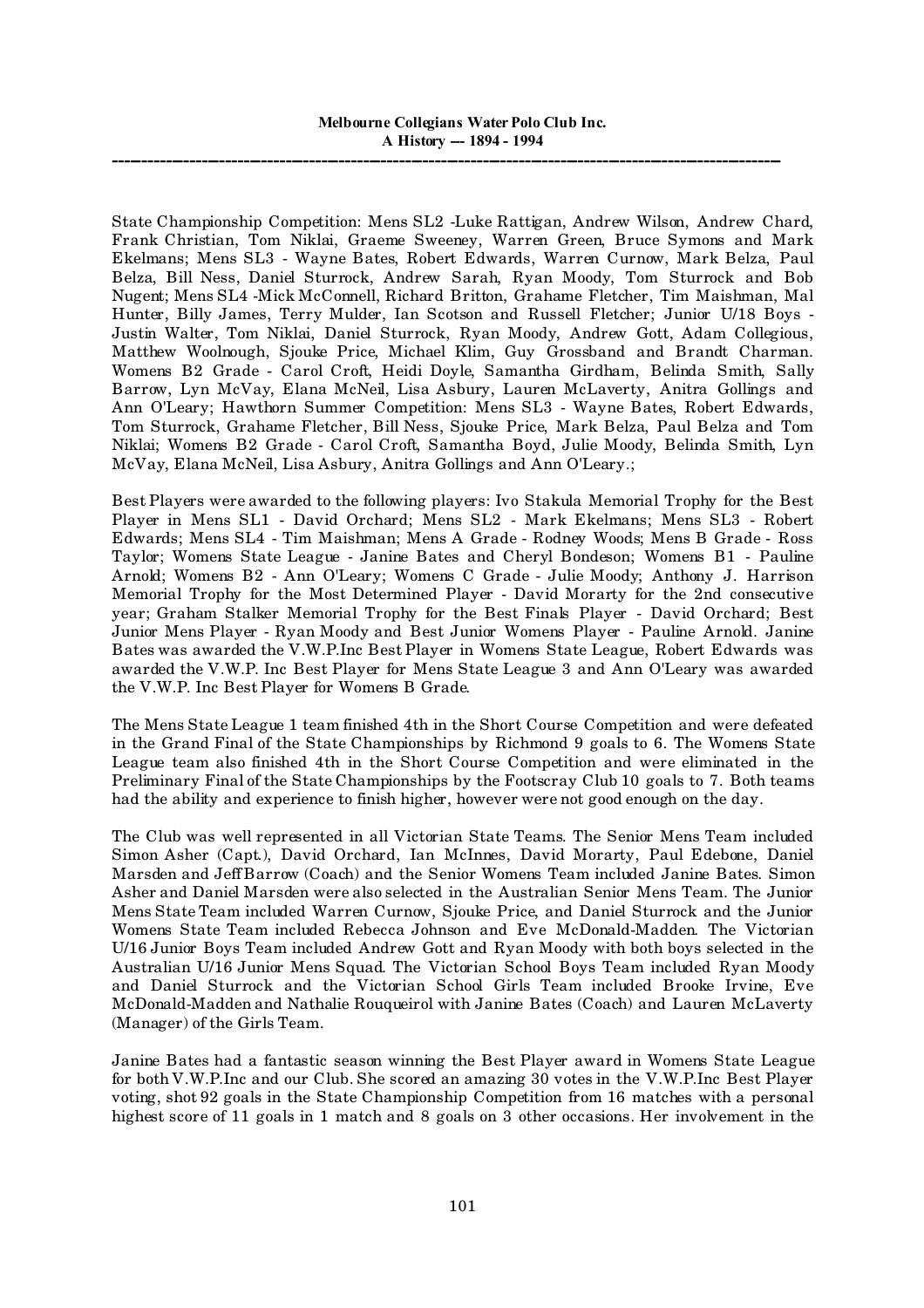State Championship Competition: Mens SL2 -Luke Rattigan, Andrew Wilson, Andrew Chard, Frank Christian, Tom Niklai, Graeme Sweeney, Warren Green, Bruce Symons and Mark Ekelmans; Mens SL3 - Wayne Bates, Robert Edwards, Warren Curnow, Mark Belza, Paul Belza, Bill Ness, Daniel Sturrock, Andrew Sarah, Ryan Moody, Tom Sturrock and Bob Nugent; Mens SL4 -Mick McConnell, Richard Britton, Grahame Fletcher, Tim Maishman, Mal Hunter, Billy James, Terry Mulder, Ian Scotson and Russell Fletcher; Junior U/18 Boys - Justin Walter, Tom Niklai, Daniel Sturrock, Ryan Moody, Andrew Gott, Adam Collegious, Matthew Woolnough, Sjouke Price, Michael Klim, Guy Grossband and Brandt Charman. Womens B2 Grade - Carol Croft, Heidi Doyle, Samantha Girdham, Belinda Smith, Sally Barrow, Lyn McVay, Elana McNeil, Lisa Asbury, Lauren McLaverty, Anitra Gollings and Ann O'Leary; Hawthorn Summer Competition: Mens SL3 - Wayne Bates, Robert Edwards, Tom Sturrock, Grahame Fletcher, Bill Ness, Sjouke Price, Mark Belza, Paul Belza and Tom Niklai; Womens B2 Grade - Carol Croft, Samantha Boyd, Julie Moody, Belinda Smith, Lyn McVay, Elana McNeil, Lisa Asbury, Anitra Gollings and Ann O'Leary.;

Best Players were awarded to the following players: Ivo Stakula Memorial Trophy for the Best Player in Mens SL1 - David Orchard; Mens SL2 - Mark Ekelmans; Mens SL3 - Robert Edwards; Mens SL4 - Tim Maishman; Mens A Grade - Rodney Woods; Mens B Grade - Ross Taylor; Womens State League - Janine Bates and Cheryl Bondeson; Womens B1 - Pauline Arnold; Womens B2 - Ann O'Leary; Womens C Grade - Julie Moody; Anthony J. Harrison Memorial Trophy for the Most Determined Player - David Morarty for the 2nd consecutive year; Graham Stalker Memorial Trophy for the Best Finals Player - David Orchard; Best Junior Mens Player - Ryan Moody and Best Junior Womens Player - Pauline Arnold. Janine Bates was awarded the V.W.P.Inc Best Player in Womens State League, Robert Edwards was awarded the V.W.P. Inc Best Player for Mens State League 3 and Ann O'Leary was awarded the V.W.P. Inc Best Player for Womens B Grade.

The Mens State League 1 team finished 4th in the Short Course Competition and were defeated in the Grand Final of the State Championships by Richmond 9 goals to 6. The Womens State League team also finished 4th in the Short Course Competition and were eliminated in the Preliminary Final of the State Championships by the Footscray Club 10 goals to 7. Both teams had the ability and experience to finish higher, however were not good enough on the day.

The Club was well represented in all Victorian State Teams. The Senior Mens Team included Simon Asher (Capt.), David Orchard, Ian McInnes, David Morarty, Paul Edebone, Daniel Marsden and Jeff Barrow (Coach) and the Senior Womens Team included Janine Bates. Simon Asher and Daniel Marsden were also selected in the Australian Senior Mens Team. The Junior Mens State Team included Warren Curnow, Sjouke Price, and Daniel Sturrock and the Junior Womens State Team included Rebecca Johnson and Eve McDonald-Madden. The Victorian U/16 Junior Boys Team included Andrew Gott and Ryan Moody with both boys selected in the Australian U/16 Junior Mens Squad. The Victorian School Boys Team included Ryan Moody and Daniel Sturrock and the Victorian School Girls Team included Brooke Irvine, Eve McDonald-Madden and Nathalie Rouqueirol with Janine Bates (Coach) and Lauren McLaverty (Manager) of the Girls Team.

Janine Bates had a fantastic season winning the Best Player award in Womens State League for both V.W.P.Inc and our Club. She scored an amazing 30 votes in the V.W.P.Inc Best Player voting, shot 92 goals in the State Championship Competition from 16 matches with a personal highest score of 11 goals in 1 match and 8 goals on 3 other occasions. Her involvement in the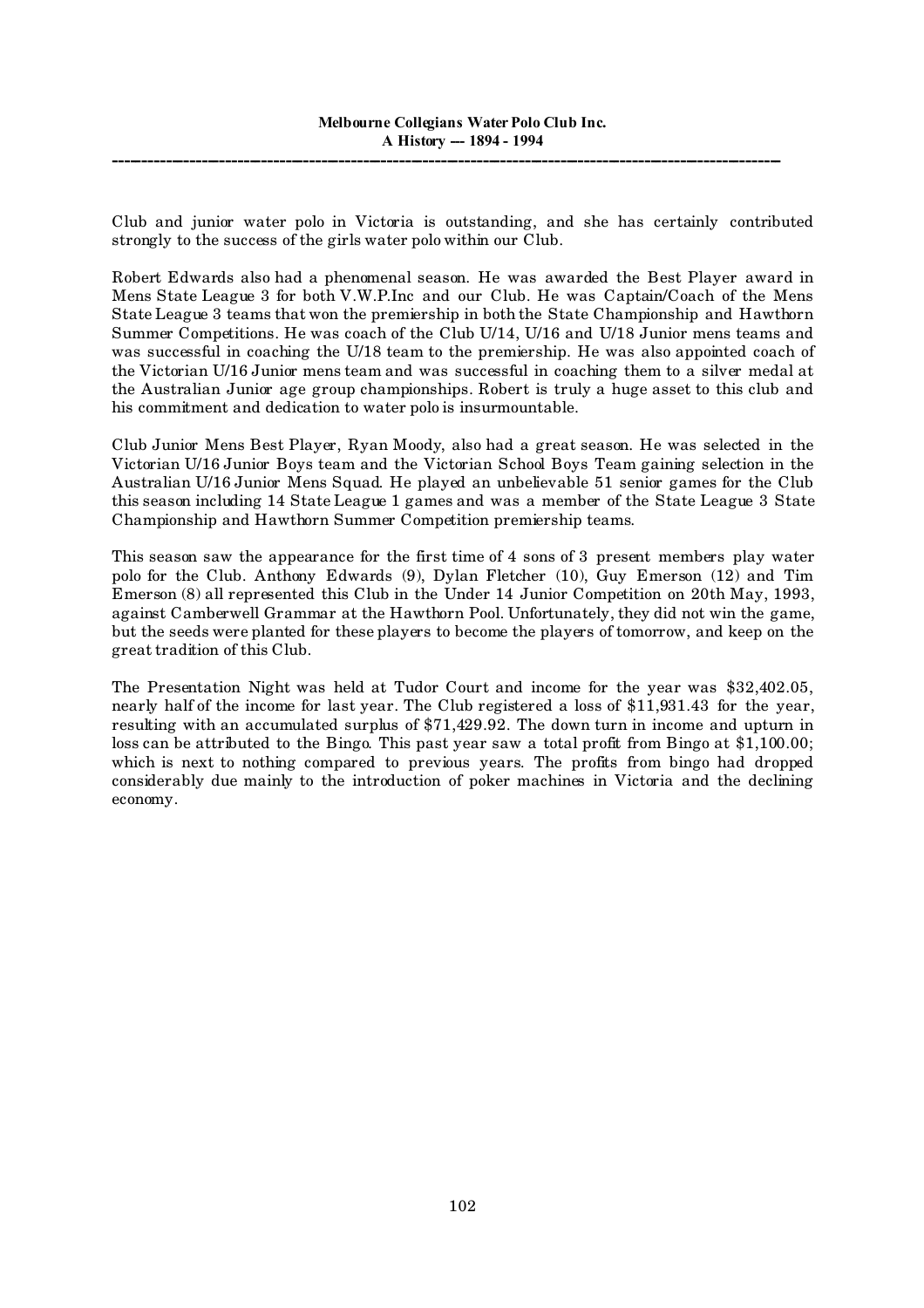Club and junior water polo in Victoria is outstanding, and she has certainly contributed strongly to the success of the girls water polo within our Club.

Robert Edwards also had a phenomenal season. He was awarded the Best Player award in Mens State League 3 for both V.W.P.Inc and our Club. He was Captain/Coach of the Mens State League 3 teams that won the premiership in both the State Championship and Hawthorn Summer Competitions. He was coach of the Club U/14, U/16 and U/18 Junior mens teams and was successful in coaching the U/18 team to the premiership. He was also appointed coach of the Victorian U/16 Junior mens team and was successful in coaching them to a silver medal at the Australian Junior age group championships. Robert is truly a huge asset to this club and his commitment and dedication to water polo is insurmountable.

Club Junior Mens Best Player, Ryan Moody, also had a great season. He was selected in the Victorian U/16 Junior Boys team and the Victorian School Boys Team gaining selection in the Australian U/16 Junior Mens Squad. He played an unbelievable 51 senior games for the Club this season including 14 State League 1 games and was a member of the State League 3 State Championship and Hawthorn Summer Competition premiership teams.

This season saw the appearance for the first time of 4 sons of 3 present members play water polo for the Club. Anthony Edwards (9), Dylan Fletcher (10), Guy Emerson (12) and Tim Emerson (8) all represented this Club in the Under 14 Junior Competition on 20th May, 1993, against Camberwell Grammar at the Hawthorn Pool. Unfortunately, they did not win the game, but the seeds were planted for these players to become the players of tomorrow, and keep on the great tradition of this Club.

The Presentation Night was held at Tudor Court and income for the year was $32,402.05, nearly half of the income for last year. The Club registered a loss of $11,931.43 for the year, resulting with an accumulated surplus of $71,429.92. The down turn in income and upturn in loss can be attributed to the Bingo. This past year saw a total profit from Bingo at $1,100.00; which is next to nothing compared to previous years. The profits from bingo had dropped considerably due mainly to the introduction of poker machines in Victoria and the declining economy.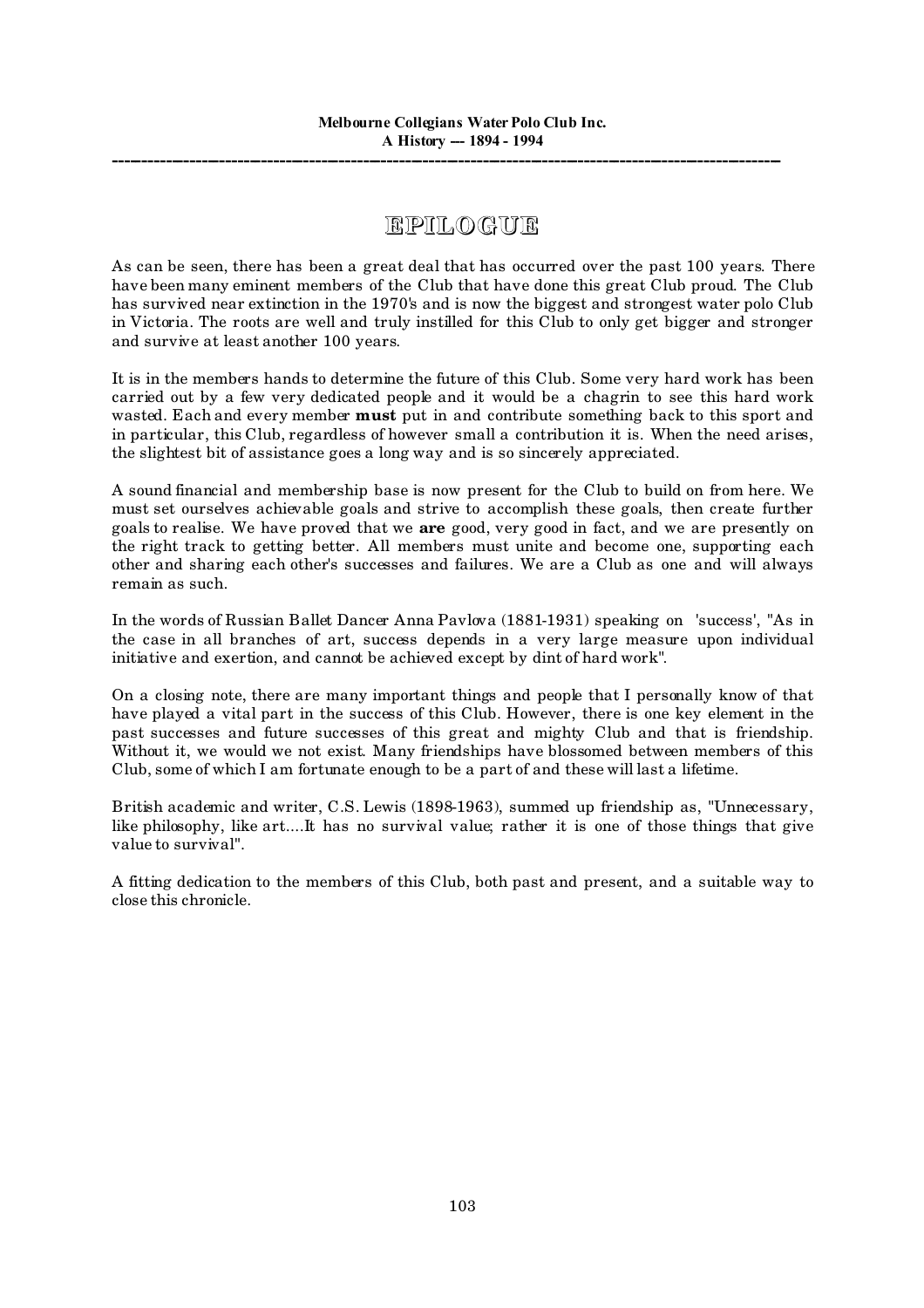# EPILOGUE

As can be seen, there has been a great deal that has occurred over the past 100 years. There have been many eminent members of the Club that have done this great Club proud. The Club has survived near extinction in the 1970's and is now the biggest and strongest water polo Club in Victoria. The roots are well and truly instilled for this Club to only get bigger and stronger and survive at least another 100 years.

It is in the members hands to determine the future of this Club. Some very hard work has been carried out by a few very dedicated people and it would be a chagrin to see this hard work wasted. Each and every member **must** put in and contribute something back to this sport and in particular, this Club, regardless of however small a contribution it is. When the need arises, the slightest bit of assistance goes a long way and is so sincerely appreciated.

A sound financial and membership base is now present for the Club to build on from here. We must set ourselves achievable goals and strive to accomplish these goals, then create further goals to realise. We have proved that we **are** good, very good in fact, and we are presently on the right track to getting better. All members must unite and become one, supporting each other and sharing each other's successes and failures. We are a Club as one and will always remain as such.

In the words of Russian Ballet Dancer Anna Pavlova (1881-1931) speaking on 'success', "As in the case in all branches of art, success depends in a very large measure upon individual initiative and exertion, and cannot be achieved except by dint of hard work".

On a closing note, there are many important things and people that I personally know of that have played a vital part in the success of this Club. However, there is one key element in the past successes and future successes of this great and mighty Club and that is friendship. Without it, we would we not exist. Many friendships have blossomed between members of this Club, some of which I am fortunate enough to be a part of and these will last a lifetime.

British academic and writer, C.S. Lewis (1898-1963), summed up friendship as, "Unnecessary, like philosophy, like art....It has no survival value; rather it is one of those things that give value to survival".

A fitting dedication to the members of this Club, both past and present, and a suitable way to close this chronicle.